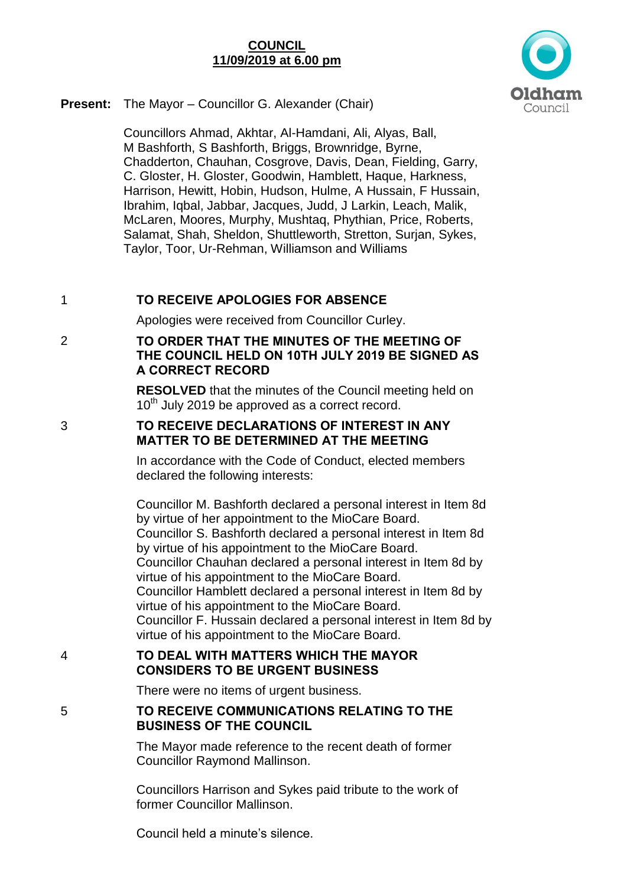# COUNCIL
## 11/09/2019 at 6.00 pm

**Present:** The Mayor – Councillor G. Alexander (Chair)

Councillors Ahmad, Akhtar, Al-Hamdani, Ali, Alyas, Ball, M Bashforth, S Bashforth, Briggs, Brownridge, Byrne, Chadderton, Chauhan, Cosgrove, Davis, Dean, Fielding, Garry, C. Gloster, H. Gloster, Goodwin, Hamblett, Haque, Harkness, Harrison, Hewitt, Hobin, Hudson, Hulme, A Hussain, F Hussain, Ibrahim, Iqbal, Jabbar, Jacques, Judd, J Larkin, Leach, Malik, McLaren, Moores, Murphy, Mushtaq, Phythian, Price, Roberts, Salamat, Shah, Sheldon, Shuttleworth, Stretton, Surjan, Sykes, Taylor, Toor, Ur-Rehman, Williamson and Williams

### 1 TO RECEIVE APOLOGIES FOR ABSENCE

Apologies were received from Councillor Curley.

### 2 TO ORDER THAT THE MINUTES OF THE MEETING OF THE COUNCIL HELD ON 10TH JULY 2019 BE SIGNED AS A CORRECT RECORD

**RESOLVED** that the minutes of the Council meeting held on 10th July 2019 be approved as a correct record.

### 3 TO RECEIVE DECLARATIONS OF INTEREST IN ANY MATTER TO BE DETERMINED AT THE MEETING

In accordance with the Code of Conduct, elected members declared the following interests:

Councillor M. Bashforth declared a personal interest in Item 8d by virtue of her appointment to the MioCare Board.
Councillor S. Bashforth declared a personal interest in Item 8d by virtue of his appointment to the MioCare Board.
Councillor Chauhan declared a personal interest in Item 8d by virtue of his appointment to the MioCare Board.
Councillor Hamblett declared a personal interest in Item 8d by virtue of his appointment to the MioCare Board.
Councillor F. Hussain declared a personal interest in Item 8d by virtue of his appointment to the MioCare Board.

### 4 TO DEAL WITH MATTERS WHICH THE MAYOR CONSIDERS TO BE URGENT BUSINESS

There were no items of urgent business.

### 5 TO RECEIVE COMMUNICATIONS RELATING TO THE BUSINESS OF THE COUNCIL

The Mayor made reference to the recent death of former Councillor Raymond Mallinson.

Councillors Harrison and Sykes paid tribute to the work of former Councillor Mallinson.

Council held a minute's silence.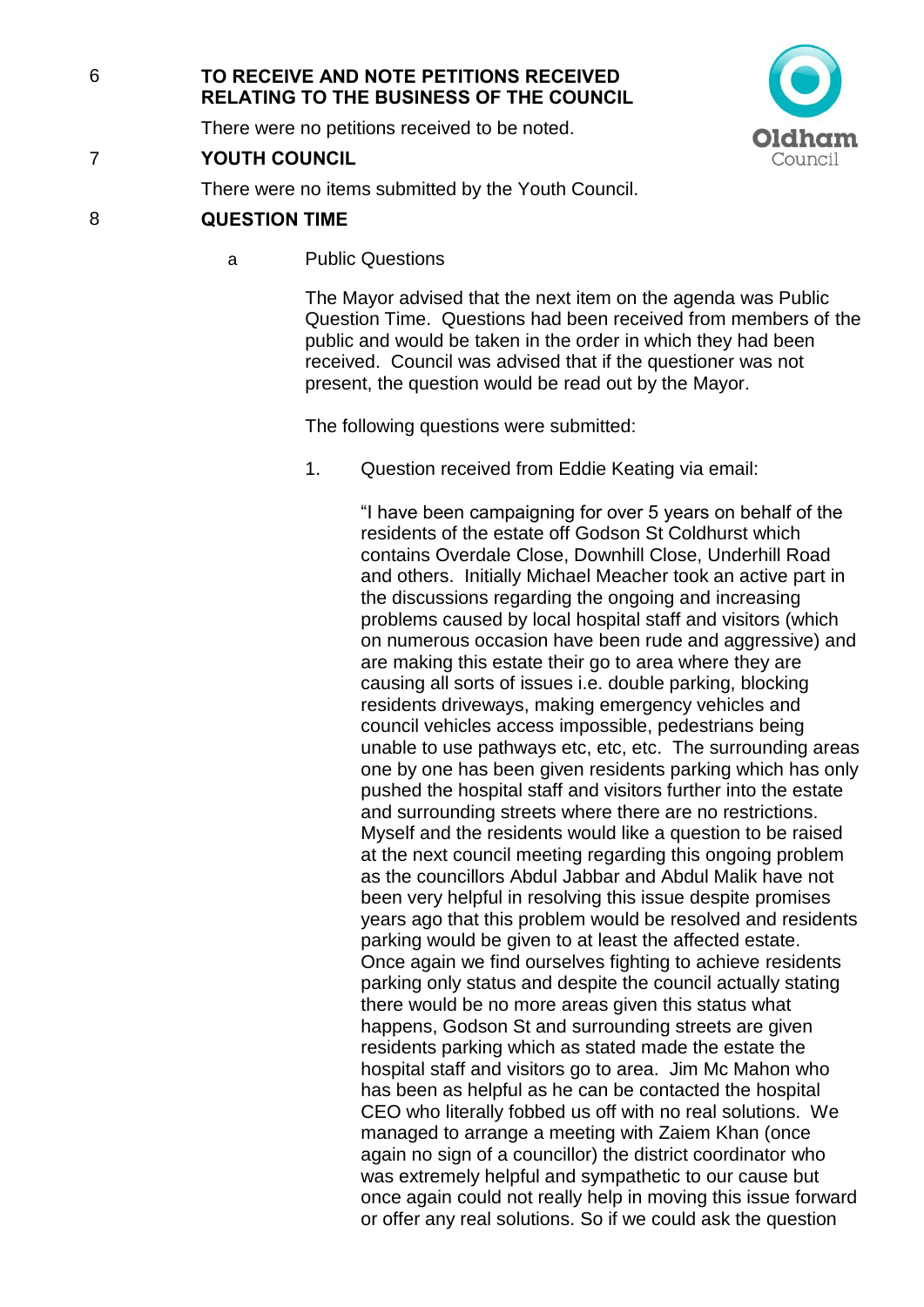## 6 TO RECEIVE AND NOTE PETITIONS RECEIVED RELATING TO THE BUSINESS OF THE COUNCIL

There were no petitions received to be noted.

## 7 YOUTH COUNCIL

There were no items submitted by the Youth Council.

## 8 QUESTION TIME

a Public Questions

The Mayor advised that the next item on the agenda was Public Question Time. Questions had been received from members of the public and would be taken in the order in which they had been received. Council was advised that if the questioner was not present, the question would be read out by the Mayor.

The following questions were submitted:

1. Question received from Eddie Keating via email:

"I have been campaigning for over 5 years on behalf of the residents of the estate off Godson St Coldhurst which contains Overdale Close, Downhill Close, Underhill Road and others. Initially Michael Meacher took an active part in the discussions regarding the ongoing and increasing problems caused by local hospital staff and visitors (which on numerous occasion have been rude and aggressive) and are making this estate their go to area where they are causing all sorts of issues i.e. double parking, blocking residents driveways, making emergency vehicles and council vehicles access impossible, pedestrians being unable to use pathways etc, etc, etc. The surrounding areas one by one has been given residents parking which has only pushed the hospital staff and visitors further into the estate and surrounding streets where there are no restrictions. Myself and the residents would like a question to be raised at the next council meeting regarding this ongoing problem as the councillors Abdul Jabbar and Abdul Malik have not been very helpful in resolving this issue despite promises years ago that this problem would be resolved and residents parking would be given to at least the affected estate. Once again we find ourselves fighting to achieve residents parking only status and despite the council actually stating there would be no more areas given this status what happens, Godson St and surrounding streets are given residents parking which as stated made the estate the hospital staff and visitors go to area. Jim Mc Mahon who has been as helpful as he can be contacted the hospital CEO who literally fobbed us off with no real solutions. We managed to arrange a meeting with Zaiem Khan (once again no sign of a councillor) the district coordinator who was extremely helpful and sympathetic to our cause but once again could not really help in moving this issue forward or offer any real solutions. So if we could ask the question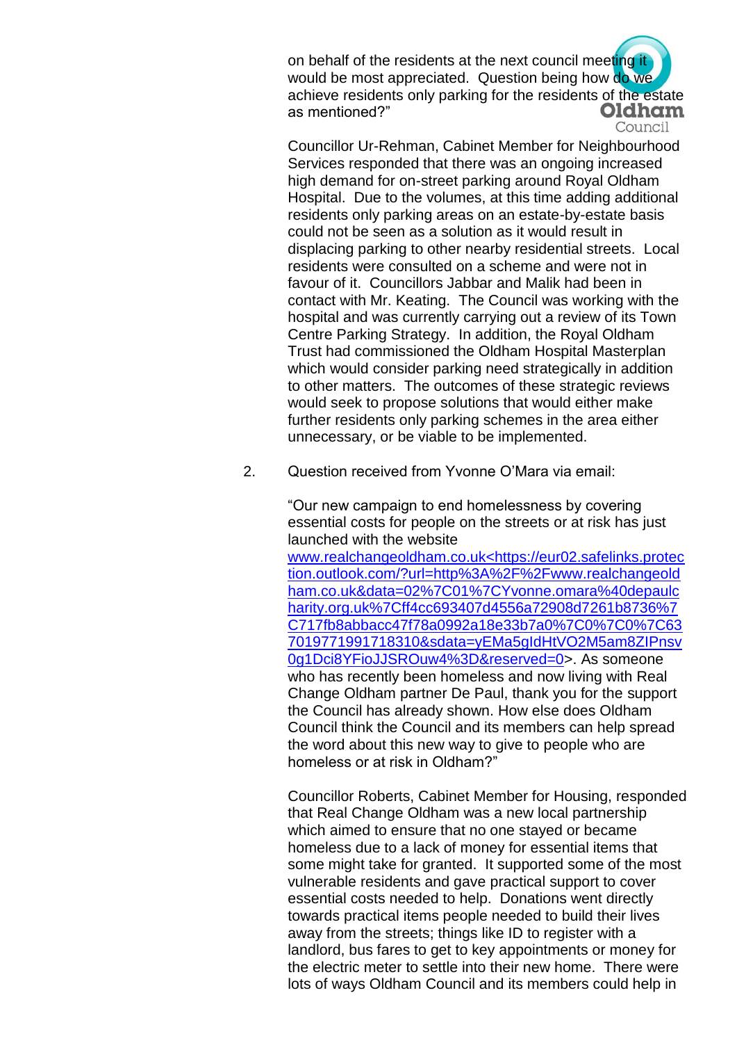on behalf of the residents at the next council meeting it would be most appreciated. Question being how do we achieve residents only parking for the residents of the estate as mentioned?"

Councillor Ur-Rehman, Cabinet Member for Neighbourhood Services responded that there was an ongoing increased high demand for on-street parking around Royal Oldham Hospital. Due to the volumes, at this time adding additional residents only parking areas on an estate-by-estate basis could not be seen as a solution as it would result in displacing parking to other nearby residential streets. Local residents were consulted on a scheme and were not in favour of it. Councillors Jabbar and Malik had been in contact with Mr. Keating. The Council was working with the hospital and was currently carrying out a review of its Town Centre Parking Strategy. In addition, the Royal Oldham Trust had commissioned the Oldham Hospital Masterplan which would consider parking need strategically in addition to other matters. The outcomes of these strategic reviews would seek to propose solutions that would either make further residents only parking schemes in the area either unnecessary, or be viable to be implemented.

2. Question received from Yvonne O'Mara via email:

"Our new campaign to end homelessness by covering essential costs for people on the streets or at risk has just launched with the website www.realchangeoldham.co.uk<https://eur02.safelinks.protection.outlook.com/?url=http%3A%2F%2Fwww.realchangeoldham.co.uk&data=02%7C01%7CYvonne.omara%40depaulcharity.org.uk%7Cff4cc693407d4556a72908d7261b8736%7C717fb8abbacc47f78a0992a18e33b7a0%7C0%7C0%7C637019771991718310&sdata=yEMa5gIdHtVO2M5am8ZIPnsv0g1Dci8YFioJJSROuw4%3D&reserved=0>. As someone who has recently been homeless and now living with Real Change Oldham partner De Paul, thank you for the support the Council has already shown. How else does Oldham Council think the Council and its members can help spread the word about this new way to give to people who are homeless or at risk in Oldham?"

Councillor Roberts, Cabinet Member for Housing, responded that Real Change Oldham was a new local partnership which aimed to ensure that no one stayed or became homeless due to a lack of money for essential items that some might take for granted. It supported some of the most vulnerable residents and gave practical support to cover essential costs needed to help. Donations went directly towards practical items people needed to build their lives away from the streets; things like ID to register with a landlord, bus fares to get to key appointments or money for the electric meter to settle into their new home. There were lots of ways Oldham Council and its members could help in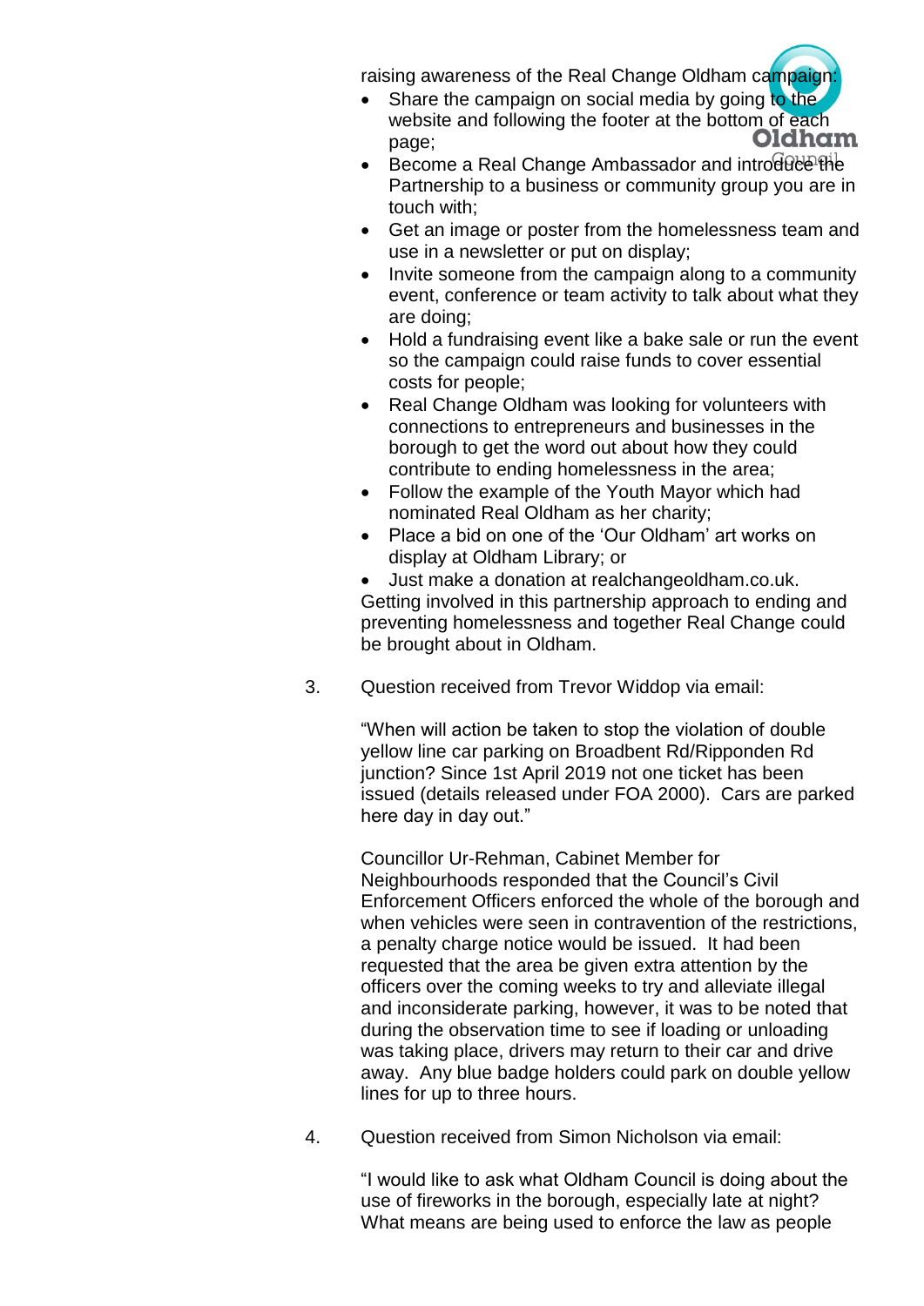raising awareness of the Real Change Oldham campaign:

- Share the campaign on social media by going to the website and following the footer at the bottom of each page;
- Become a Real Change Ambassador and introduce the Partnership to a business or community group you are in touch with;
- Get an image or poster from the homelessness team and use in a newsletter or put on display;
- Invite someone from the campaign along to a community event, conference or team activity to talk about what they are doing;
- Hold a fundraising event like a bake sale or run the event so the campaign could raise funds to cover essential costs for people;
- Real Change Oldham was looking for volunteers with connections to entrepreneurs and businesses in the borough to get the word out about how they could contribute to ending homelessness in the area;
- Follow the example of the Youth Mayor which had nominated Real Oldham as her charity;
- Place a bid on one of the 'Our Oldham' art works on display at Oldham Library; or
- Just make a donation at realchangeoldham.co.uk.

Getting involved in this partnership approach to ending and preventing homelessness and together Real Change could be brought about in Oldham.

3. Question received from Trevor Widdop via email:

"When will action be taken to stop the violation of double yellow line car parking on Broadbent Rd/Ripponden Rd junction? Since 1st April 2019 not one ticket has been issued (details released under FOA 2000). Cars are parked here day in day out."

Councillor Ur-Rehman, Cabinet Member for Neighbourhoods responded that the Council's Civil Enforcement Officers enforced the whole of the borough and when vehicles were seen in contravention of the restrictions, a penalty charge notice would be issued. It had been requested that the area be given extra attention by the officers over the coming weeks to try and alleviate illegal and inconsiderate parking, however, it was to be noted that during the observation time to see if loading or unloading was taking place, drivers may return to their car and drive away. Any blue badge holders could park on double yellow lines for up to three hours.

4. Question received from Simon Nicholson via email:

"I would like to ask what Oldham Council is doing about the use of fireworks in the borough, especially late at night? What means are being used to enforce the law as people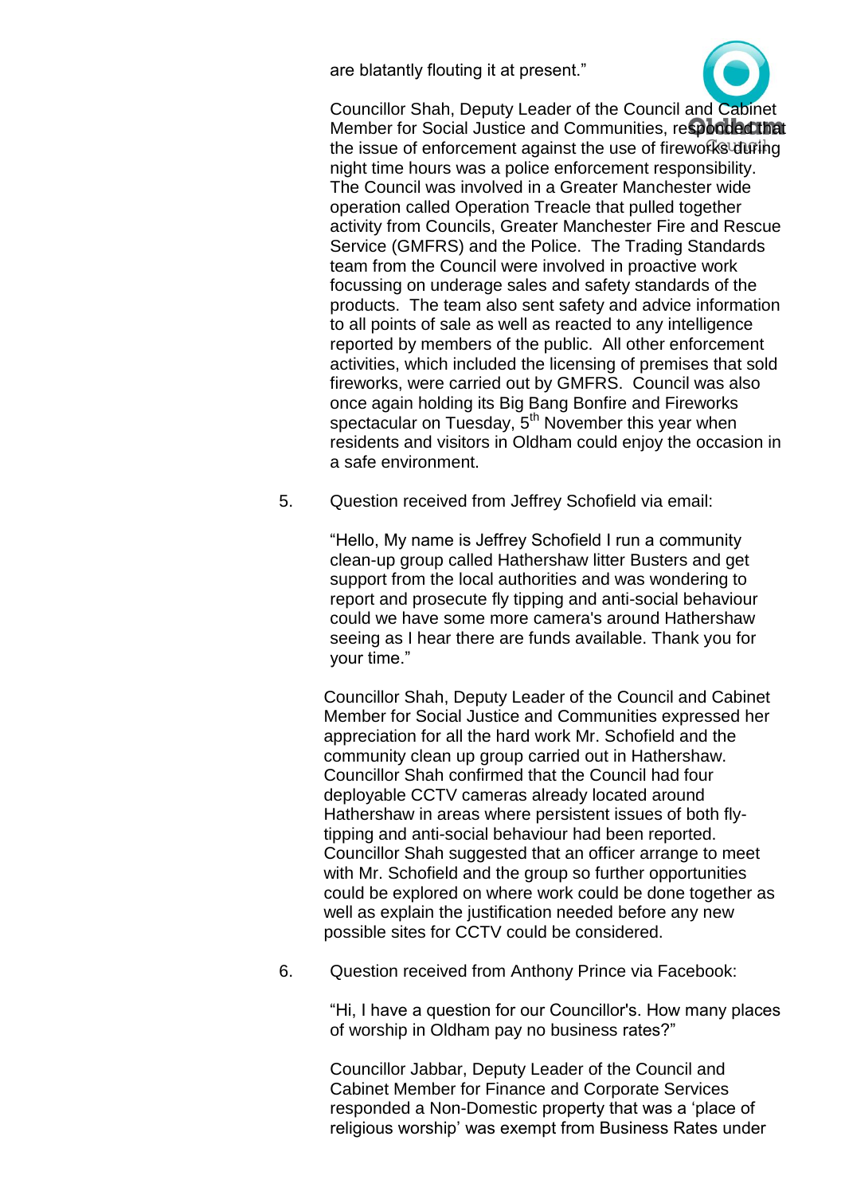are blatantly flouting it at present."

Councillor Shah, Deputy Leader of the Council and Cabinet Member for Social Justice and Communities, responded that the issue of enforcement against the use of fireworks during night time hours was a police enforcement responsibility. The Council was involved in a Greater Manchester wide operation called Operation Treacle that pulled together activity from Councils, Greater Manchester Fire and Rescue Service (GMFRS) and the Police. The Trading Standards team from the Council were involved in proactive work focussing on underage sales and safety standards of the products. The team also sent safety and advice information to all points of sale as well as reacted to any intelligence reported by members of the public. All other enforcement activities, which included the licensing of premises that sold fireworks, were carried out by GMFRS. Council was also once again holding its Big Bang Bonfire and Fireworks spectacular on Tuesday, 5th November this year when residents and visitors in Oldham could enjoy the occasion in a safe environment.

5. Question received from Jeffrey Schofield via email:

"Hello, My name is Jeffrey Schofield I run a community clean-up group called Hathershaw litter Busters and get support from the local authorities and was wondering to report and prosecute fly tipping and anti-social behaviour could we have some more camera's around Hathershaw seeing as I hear there are funds available. Thank you for your time."

Councillor Shah, Deputy Leader of the Council and Cabinet Member for Social Justice and Communities expressed her appreciation for all the hard work Mr. Schofield and the community clean up group carried out in Hathershaw. Councillor Shah confirmed that the Council had four deployable CCTV cameras already located around Hathershaw in areas where persistent issues of both fly-tipping and anti-social behaviour had been reported. Councillor Shah suggested that an officer arrange to meet with Mr. Schofield and the group so further opportunities could be explored on where work could be done together as well as explain the justification needed before any new possible sites for CCTV could be considered.

6. Question received from Anthony Prince via Facebook:

"Hi, I have a question for our Councillor's. How many places of worship in Oldham pay no business rates?"

Councillor Jabbar, Deputy Leader of the Council and Cabinet Member for Finance and Corporate Services responded a Non-Domestic property that was a 'place of religious worship' was exempt from Business Rates under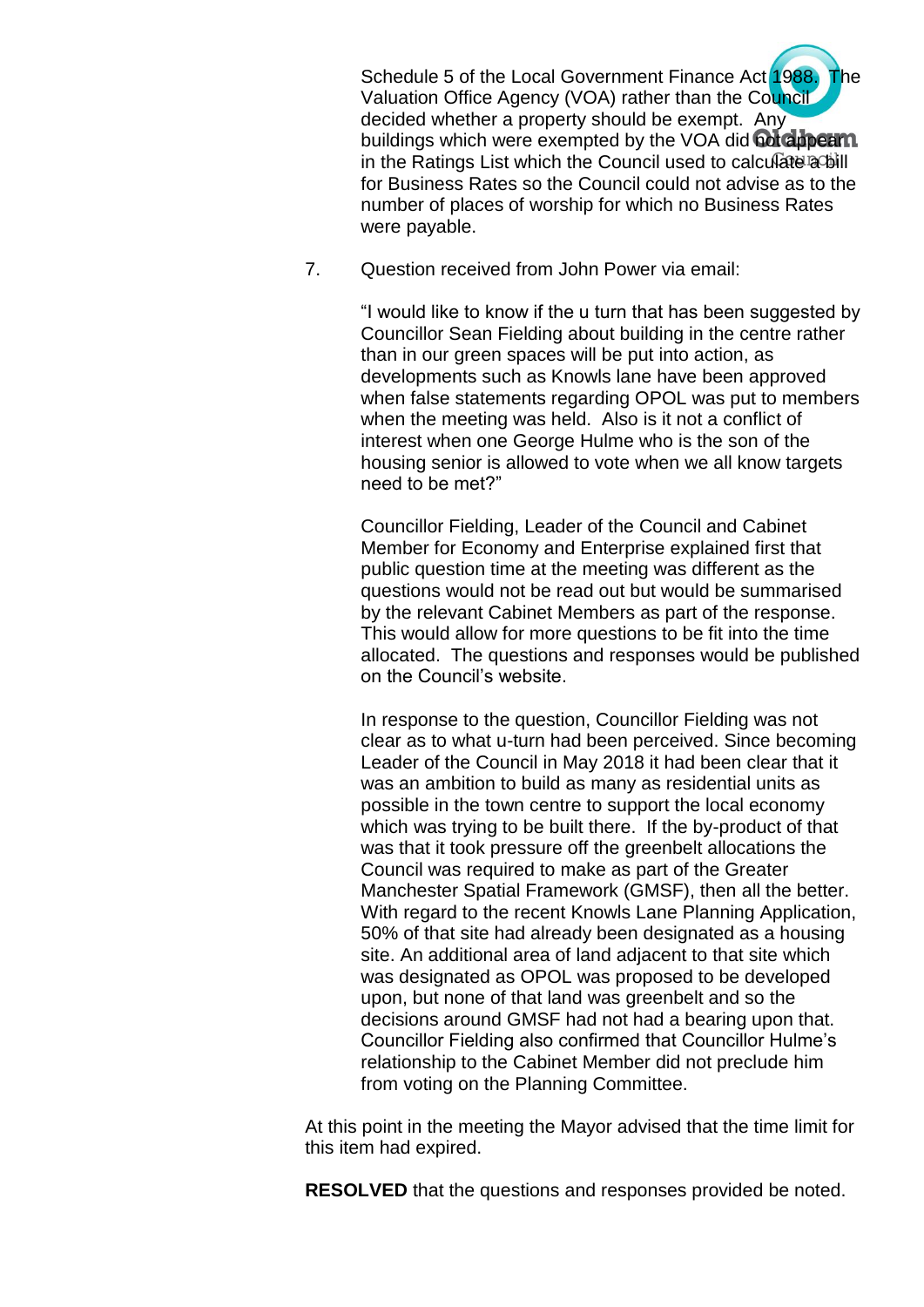Schedule 5 of the Local Government Finance Act 1988. The Valuation Office Agency (VOA) rather than the Council decided whether a property should be exempt. Any buildings which were exempted by the VOA did not appear in the Ratings List which the Council used to calculate a bill for Business Rates so the Council could not advise as to the number of places of worship for which no Business Rates were payable.

7. Question received from John Power via email:

"I would like to know if the u turn that has been suggested by Councillor Sean Fielding about building in the centre rather than in our green spaces will be put into action, as developments such as Knowls lane have been approved when false statements regarding OPOL was put to members when the meeting was held. Also is it not a conflict of interest when one George Hulme who is the son of the housing senior is allowed to vote when we all know targets need to be met?"

Councillor Fielding, Leader of the Council and Cabinet Member for Economy and Enterprise explained first that public question time at the meeting was different as the questions would not be read out but would be summarised by the relevant Cabinet Members as part of the response. This would allow for more questions to be fit into the time allocated. The questions and responses would be published on the Council's website.

In response to the question, Councillor Fielding was not clear as to what u-turn had been perceived. Since becoming Leader of the Council in May 2018 it had been clear that it was an ambition to build as many as residential units as possible in the town centre to support the local economy which was trying to be built there. If the by-product of that was that it took pressure off the greenbelt allocations the Council was required to make as part of the Greater Manchester Spatial Framework (GMSF), then all the better. With regard to the recent Knowls Lane Planning Application, 50% of that site had already been designated as a housing site. An additional area of land adjacent to that site which was designated as OPOL was proposed to be developed upon, but none of that land was greenbelt and so the decisions around GMSF had not had a bearing upon that. Councillor Fielding also confirmed that Councillor Hulme's relationship to the Cabinet Member did not preclude him from voting on the Planning Committee.

At this point in the meeting the Mayor advised that the time limit for this item had expired.

**RESOLVED** that the questions and responses provided be noted.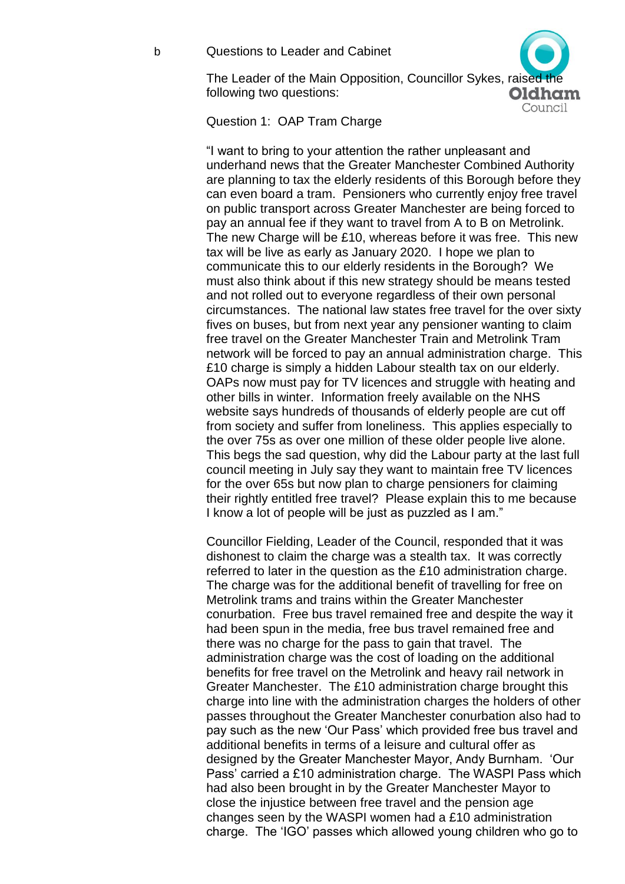b Questions to Leader and Cabinet

The Leader of the Main Opposition, Councillor Sykes, raised the following two questions:

Question 1: OAP Tram Charge

"I want to bring to your attention the rather unpleasant and underhand news that the Greater Manchester Combined Authority are planning to tax the elderly residents of this Borough before they can even board a tram. Pensioners who currently enjoy free travel on public transport across Greater Manchester are being forced to pay an annual fee if they want to travel from A to B on Metrolink. The new Charge will be £10, whereas before it was free. This new tax will be live as early as January 2020. I hope we plan to communicate this to our elderly residents in the Borough? We must also think about if this new strategy should be means tested and not rolled out to everyone regardless of their own personal circumstances. The national law states free travel for the over sixty fives on buses, but from next year any pensioner wanting to claim free travel on the Greater Manchester Train and Metrolink Tram network will be forced to pay an annual administration charge. This £10 charge is simply a hidden Labour stealth tax on our elderly. OAPs now must pay for TV licences and struggle with heating and other bills in winter. Information freely available on the NHS website says hundreds of thousands of elderly people are cut off from society and suffer from loneliness. This applies especially to the over 75s as over one million of these older people live alone. This begs the sad question, why did the Labour party at the last full council meeting in July say they want to maintain free TV licences for the over 65s but now plan to charge pensioners for claiming their rightly entitled free travel? Please explain this to me because I know a lot of people will be just as puzzled as I am."

Councillor Fielding, Leader of the Council, responded that it was dishonest to claim the charge was a stealth tax. It was correctly referred to later in the question as the £10 administration charge. The charge was for the additional benefit of travelling for free on Metrolink trams and trains within the Greater Manchester conurbation. Free bus travel remained free and despite the way it had been spun in the media, free bus travel remained free and there was no charge for the pass to gain that travel. The administration charge was the cost of loading on the additional benefits for free travel on the Metrolink and heavy rail network in Greater Manchester. The £10 administration charge brought this charge into line with the administration charges the holders of other passes throughout the Greater Manchester conurbation also had to pay such as the new 'Our Pass' which provided free bus travel and additional benefits in terms of a leisure and cultural offer as designed by the Greater Manchester Mayor, Andy Burnham. 'Our Pass' carried a £10 administration charge. The WASPI Pass which had also been brought in by the Greater Manchester Mayor to close the injustice between free travel and the pension age changes seen by the WASPI women had a £10 administration charge. The 'IGO' passes which allowed young children who go to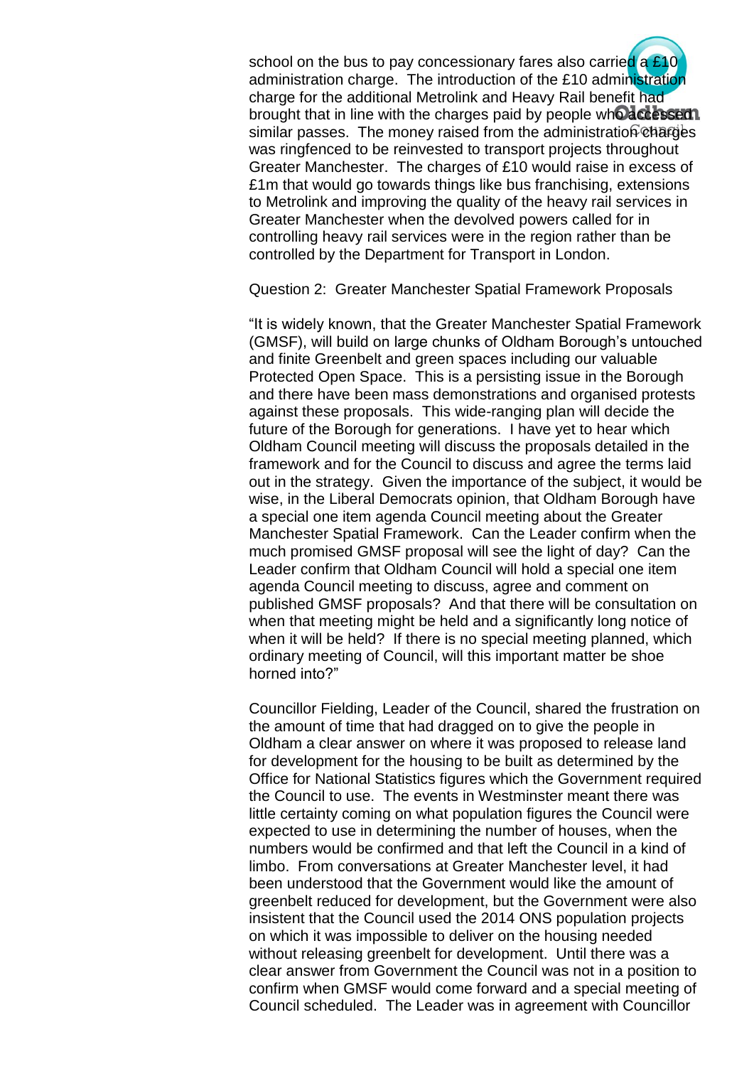school on the bus to pay concessionary fares also carried a £10 administration charge. The introduction of the £10 administration charge for the additional Metrolink and Heavy Rail benefit had brought that in line with the charges paid by people who accessed similar passes. The money raised from the administration charges was ringfenced to be reinvested to transport projects throughout Greater Manchester. The charges of £10 would raise in excess of £1m that would go towards things like bus franchising, extensions to Metrolink and improving the quality of the heavy rail services in Greater Manchester when the devolved powers called for in controlling heavy rail services were in the region rather than be controlled by the Department for Transport in London.

Question 2: Greater Manchester Spatial Framework Proposals

"It is widely known, that the Greater Manchester Spatial Framework (GMSF), will build on large chunks of Oldham Borough's untouched and finite Greenbelt and green spaces including our valuable Protected Open Space. This is a persisting issue in the Borough and there have been mass demonstrations and organised protests against these proposals. This wide-ranging plan will decide the future of the Borough for generations. I have yet to hear which Oldham Council meeting will discuss the proposals detailed in the framework and for the Council to discuss and agree the terms laid out in the strategy. Given the importance of the subject, it would be wise, in the Liberal Democrats opinion, that Oldham Borough have a special one item agenda Council meeting about the Greater Manchester Spatial Framework. Can the Leader confirm when the much promised GMSF proposal will see the light of day? Can the Leader confirm that Oldham Council will hold a special one item agenda Council meeting to discuss, agree and comment on published GMSF proposals? And that there will be consultation on when that meeting might be held and a significantly long notice of when it will be held? If there is no special meeting planned, which ordinary meeting of Council, will this important matter be shoe horned into?"

Councillor Fielding, Leader of the Council, shared the frustration on the amount of time that had dragged on to give the people in Oldham a clear answer on where it was proposed to release land for development for the housing to be built as determined by the Office for National Statistics figures which the Government required the Council to use. The events in Westminster meant there was little certainty coming on what population figures the Council were expected to use in determining the number of houses, when the numbers would be confirmed and that left the Council in a kind of limbo. From conversations at Greater Manchester level, it had been understood that the Government would like the amount of greenbelt reduced for development, but the Government were also insistent that the Council used the 2014 ONS population projects on which it was impossible to deliver on the housing needed without releasing greenbelt for development. Until there was a clear answer from Government the Council was not in a position to confirm when GMSF would come forward and a special meeting of Council scheduled. The Leader was in agreement with Councillor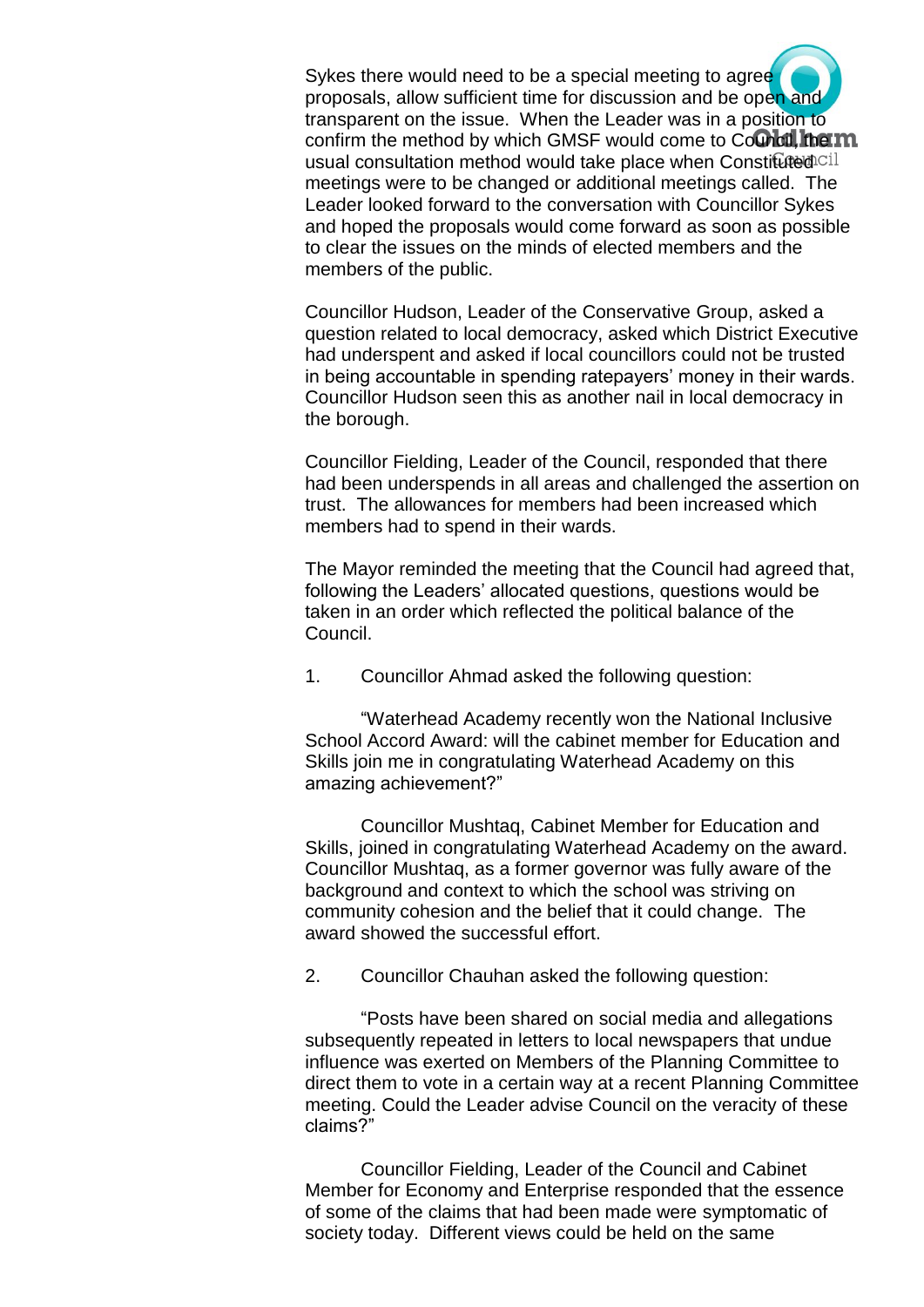Sykes there would need to be a special meeting to agree proposals, allow sufficient time for discussion and be open and transparent on the issue. When the Leader was in a position to confirm the method by which GMSF would come to Council, the usual consultation method would take place when Constituted meetings were to be changed or additional meetings called. The Leader looked forward to the conversation with Councillor Sykes and hoped the proposals would come forward as soon as possible to clear the issues on the minds of elected members and the members of the public.

Councillor Hudson, Leader of the Conservative Group, asked a question related to local democracy, asked which District Executive had underspent and asked if local councillors could not be trusted in being accountable in spending ratepayers' money in their wards. Councillor Hudson seen this as another nail in local democracy in the borough.

Councillor Fielding, Leader of the Council, responded that there had been underspends in all areas and challenged the assertion on trust. The allowances for members had been increased which members had to spend in their wards.

The Mayor reminded the meeting that the Council had agreed that, following the Leaders' allocated questions, questions would be taken in an order which reflected the political balance of the Council.

1. Councillor Ahmad asked the following question:

"Waterhead Academy recently won the National Inclusive School Accord Award: will the cabinet member for Education and Skills join me in congratulating Waterhead Academy on this amazing achievement?"

Councillor Mushtaq, Cabinet Member for Education and Skills, joined in congratulating Waterhead Academy on the award. Councillor Mushtaq, as a former governor was fully aware of the background and context to which the school was striving on community cohesion and the belief that it could change. The award showed the successful effort.

2. Councillor Chauhan asked the following question:

"Posts have been shared on social media and allegations subsequently repeated in letters to local newspapers that undue influence was exerted on Members of the Planning Committee to direct them to vote in a certain way at a recent Planning Committee meeting. Could the Leader advise Council on the veracity of these claims?"

Councillor Fielding, Leader of the Council and Cabinet Member for Economy and Enterprise responded that the essence of some of the claims that had been made were symptomatic of society today. Different views could be held on the same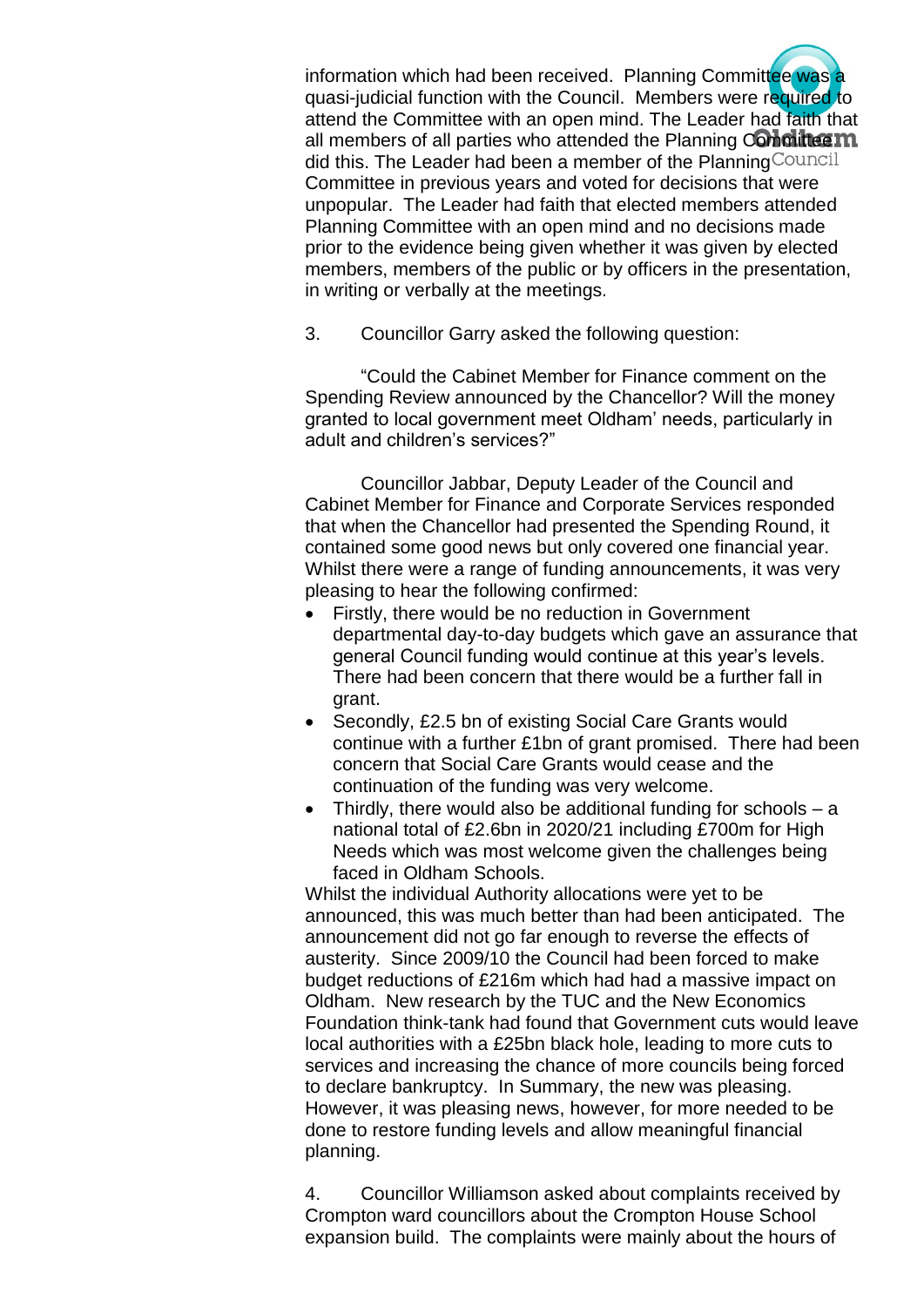information which had been received. Planning Committee was a quasi-judicial function with the Council. Members were required to attend the Committee with an open mind. The Leader had faith that all members of all parties who attended the Planning Committee did this. The Leader had been a member of the Planning Committee in previous years and voted for decisions that were unpopular. The Leader had faith that elected members attended Planning Committee with an open mind and no decisions made prior to the evidence being given whether it was given by elected members, members of the public or by officers in the presentation, in writing or verbally at the meetings.

3. Councillor Garry asked the following question:

"Could the Cabinet Member for Finance comment on the Spending Review announced by the Chancellor? Will the money granted to local government meet Oldham' needs, particularly in adult and children's services?"

Councillor Jabbar, Deputy Leader of the Council and Cabinet Member for Finance and Corporate Services responded that when the Chancellor had presented the Spending Round, it contained some good news but only covered one financial year. Whilst there were a range of funding announcements, it was very pleasing to hear the following confirmed:

- Firstly, there would be no reduction in Government departmental day-to-day budgets which gave an assurance that general Council funding would continue at this year's levels. There had been concern that there would be a further fall in grant.
- Secondly, £2.5 bn of existing Social Care Grants would continue with a further £1bn of grant promised. There had been concern that Social Care Grants would cease and the continuation of the funding was very welcome.
- Thirdly, there would also be additional funding for schools – a national total of £2.6bn in 2020/21 including £700m for High Needs which was most welcome given the challenges being faced in Oldham Schools.

Whilst the individual Authority allocations were yet to be announced, this was much better than had been anticipated. The announcement did not go far enough to reverse the effects of austerity. Since 2009/10 the Council had been forced to make budget reductions of £216m which had had a massive impact on Oldham. New research by the TUC and the New Economics Foundation think-tank had found that Government cuts would leave local authorities with a £25bn black hole, leading to more cuts to services and increasing the chance of more councils being forced to declare bankruptcy. In Summary, the new was pleasing. However, it was pleasing news, however, for more needed to be done to restore funding levels and allow meaningful financial planning.

4. Councillor Williamson asked about complaints received by Crompton ward councillors about the Crompton House School expansion build. The complaints were mainly about the hours of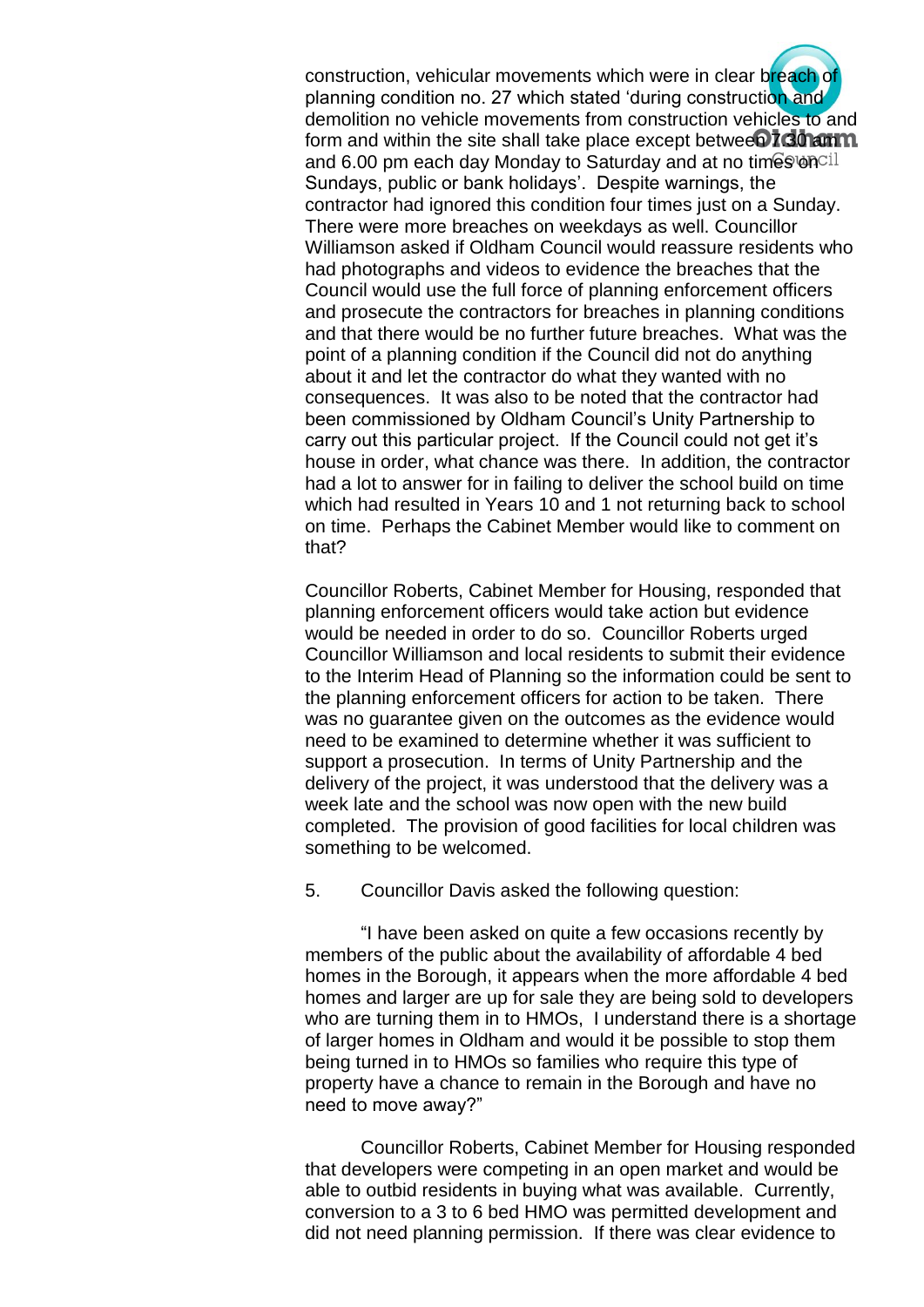construction, vehicular movements which were in clear breach of planning condition no. 27 which stated 'during construction and demolition no vehicle movements from construction vehicles to and form and within the site shall take place except between 7.30 am and 6.00 pm each day Monday to Saturday and at no times on Sundays, public or bank holidays'. Despite warnings, the contractor had ignored this condition four times just on a Sunday. There were more breaches on weekdays as well. Councillor Williamson asked if Oldham Council would reassure residents who had photographs and videos to evidence the breaches that the Council would use the full force of planning enforcement officers and prosecute the contractors for breaches in planning conditions and that there would be no further future breaches. What was the point of a planning condition if the Council did not do anything about it and let the contractor do what they wanted with no consequences. It was also to be noted that the contractor had been commissioned by Oldham Council's Unity Partnership to carry out this particular project. If the Council could not get it's house in order, what chance was there. In addition, the contractor had a lot to answer for in failing to deliver the school build on time which had resulted in Years 10 and 1 not returning back to school on time. Perhaps the Cabinet Member would like to comment on that?

Councillor Roberts, Cabinet Member for Housing, responded that planning enforcement officers would take action but evidence would be needed in order to do so. Councillor Roberts urged Councillor Williamson and local residents to submit their evidence to the Interim Head of Planning so the information could be sent to the planning enforcement officers for action to be taken. There was no guarantee given on the outcomes as the evidence would need to be examined to determine whether it was sufficient to support a prosecution. In terms of Unity Partnership and the delivery of the project, it was understood that the delivery was a week late and the school was now open with the new build completed. The provision of good facilities for local children was something to be welcomed.

5. Councillor Davis asked the following question:

"I have been asked on quite a few occasions recently by members of the public about the availability of affordable 4 bed homes in the Borough, it appears when the more affordable 4 bed homes and larger are up for sale they are being sold to developers who are turning them in to HMOs, I understand there is a shortage of larger homes in Oldham and would it be possible to stop them being turned in to HMOs so families who require this type of property have a chance to remain in the Borough and have no need to move away?"

Councillor Roberts, Cabinet Member for Housing responded that developers were competing in an open market and would be able to outbid residents in buying what was available. Currently, conversion to a 3 to 6 bed HMO was permitted development and did not need planning permission. If there was clear evidence to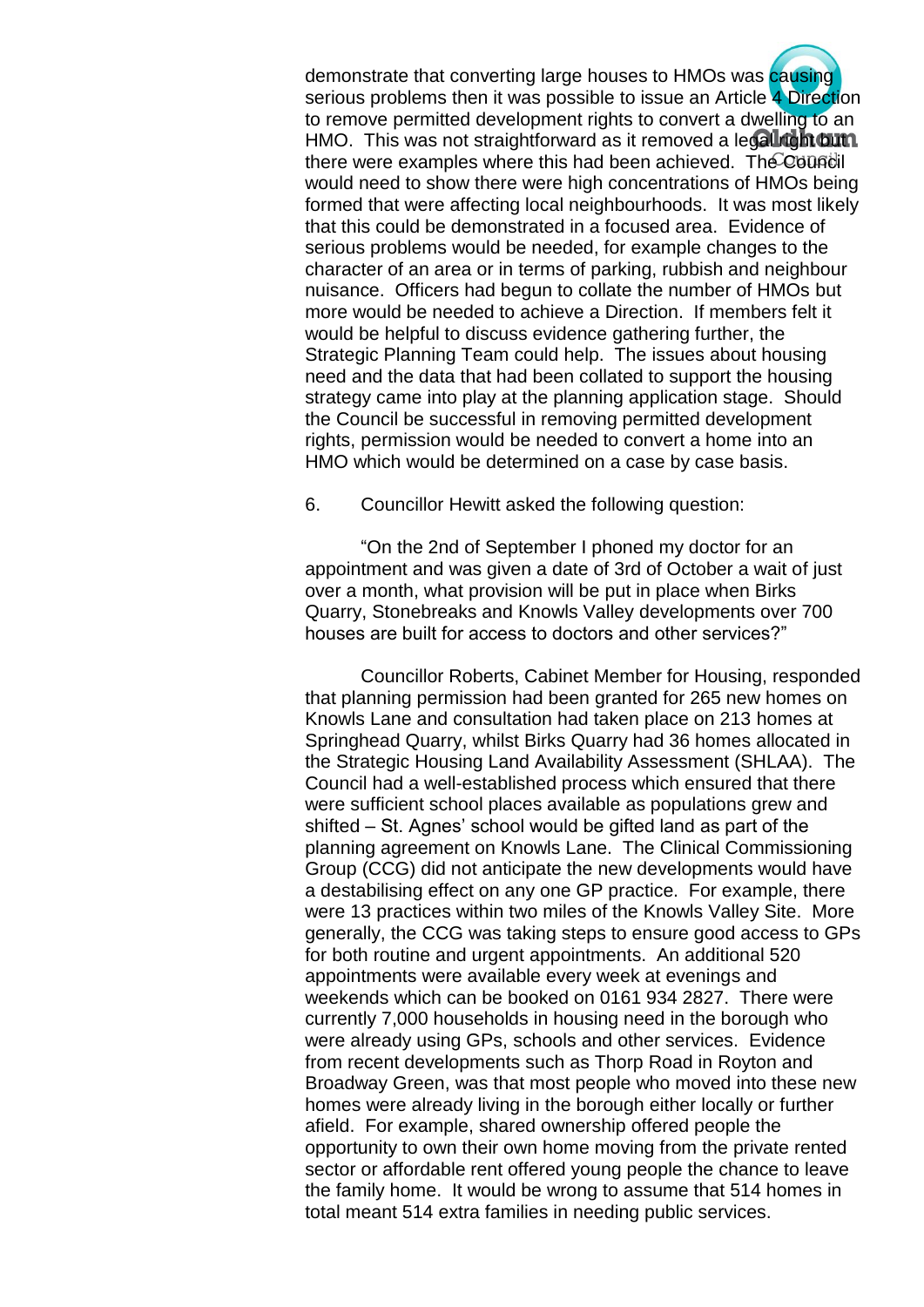demonstrate that converting large houses to HMOs was causing serious problems then it was possible to issue an Article 4 Direction to remove permitted development rights to convert a dwelling to an HMO. This was not straightforward as it removed a legal right but there were examples where this had been achieved. The Council would need to show there were high concentrations of HMOs being formed that were affecting local neighbourhoods. It was most likely that this could be demonstrated in a focused area. Evidence of serious problems would be needed, for example changes to the character of an area or in terms of parking, rubbish and neighbour nuisance. Officers had begun to collate the number of HMOs but more would be needed to achieve a Direction. If members felt it would be helpful to discuss evidence gathering further, the Strategic Planning Team could help. The issues about housing need and the data that had been collated to support the housing strategy came into play at the planning application stage. Should the Council be successful in removing permitted development rights, permission would be needed to convert a home into an HMO which would be determined on a case by case basis.

6. Councillor Hewitt asked the following question:

"On the 2nd of September I phoned my doctor for an appointment and was given a date of 3rd of October a wait of just over a month, what provision will be put in place when Birks Quarry, Stonebreaks and Knowls Valley developments over 700 houses are built for access to doctors and other services?"

Councillor Roberts, Cabinet Member for Housing, responded that planning permission had been granted for 265 new homes on Knowls Lane and consultation had taken place on 213 homes at Springhead Quarry, whilst Birks Quarry had 36 homes allocated in the Strategic Housing Land Availability Assessment (SHLAA). The Council had a well-established process which ensured that there were sufficient school places available as populations grew and shifted – St. Agnes' school would be gifted land as part of the planning agreement on Knowls Lane. The Clinical Commissioning Group (CCG) did not anticipate the new developments would have a destabilising effect on any one GP practice. For example, there were 13 practices within two miles of the Knowls Valley Site. More generally, the CCG was taking steps to ensure good access to GPs for both routine and urgent appointments. An additional 520 appointments were available every week at evenings and weekends which can be booked on 0161 934 2827. There were currently 7,000 households in housing need in the borough who were already using GPs, schools and other services. Evidence from recent developments such as Thorp Road in Royton and Broadway Green, was that most people who moved into these new homes were already living in the borough either locally or further afield. For example, shared ownership offered people the opportunity to own their own home moving from the private rented sector or affordable rent offered young people the chance to leave the family home. It would be wrong to assume that 514 homes in total meant 514 extra families in needing public services.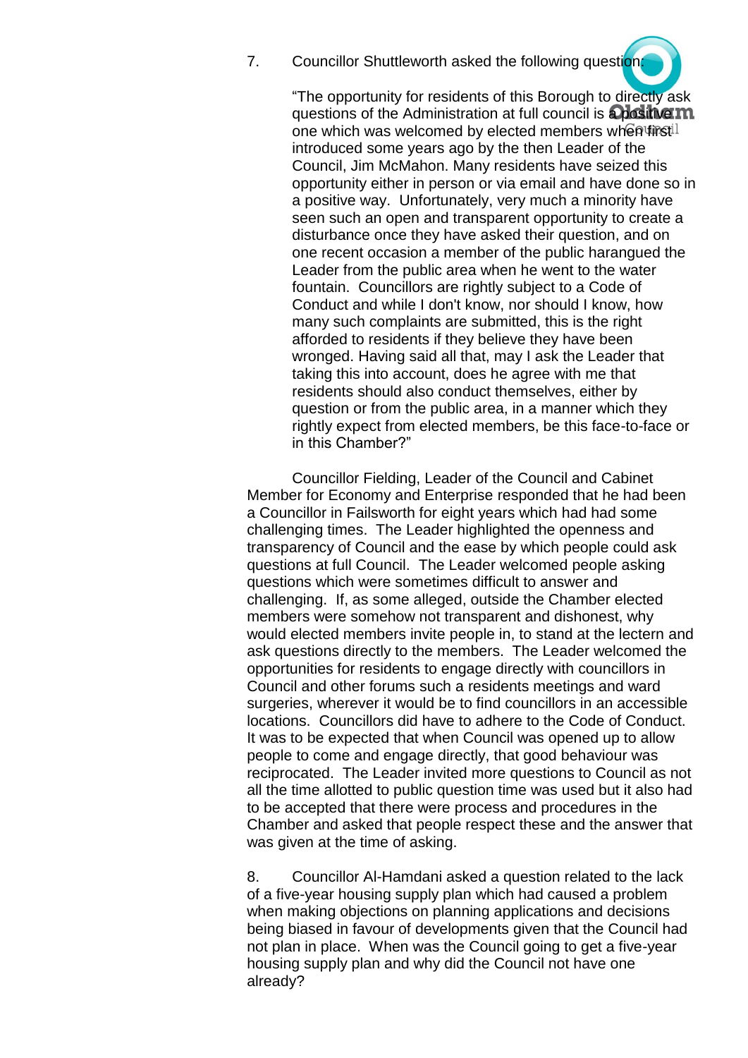7. Councillor Shuttleworth asked the following question:

"The opportunity for residents of this Borough to directly ask questions of the Administration at full council is a positive one which was welcomed by elected members when first introduced some years ago by the then Leader of the Council, Jim McMahon. Many residents have seized this opportunity either in person or via email and have done so in a positive way. Unfortunately, very much a minority have seen such an open and transparent opportunity to create a disturbance once they have asked their question, and on one recent occasion a member of the public harangued the Leader from the public area when he went to the water fountain. Councillors are rightly subject to a Code of Conduct and while I don't know, nor should I know, how many such complaints are submitted, this is the right afforded to residents if they believe they have been wronged. Having said all that, may I ask the Leader that taking this into account, does he agree with me that residents should also conduct themselves, either by question or from the public area, in a manner which they rightly expect from elected members, be this face-to-face or in this Chamber?"

Councillor Fielding, Leader of the Council and Cabinet Member for Economy and Enterprise responded that he had been a Councillor in Failsworth for eight years which had had some challenging times. The Leader highlighted the openness and transparency of Council and the ease by which people could ask questions at full Council. The Leader welcomed people asking questions which were sometimes difficult to answer and challenging. If, as some alleged, outside the Chamber elected members were somehow not transparent and dishonest, why would elected members invite people in, to stand at the lectern and ask questions directly to the members. The Leader welcomed the opportunities for residents to engage directly with councillors in Council and other forums such a residents meetings and ward surgeries, wherever it would be to find councillors in an accessible locations. Councillors did have to adhere to the Code of Conduct. It was to be expected that when Council was opened up to allow people to come and engage directly, that good behaviour was reciprocated. The Leader invited more questions to Council as not all the time allotted to public question time was used but it also had to be accepted that there were process and procedures in the Chamber and asked that people respect these and the answer that was given at the time of asking.

8. Councillor Al-Hamdani asked a question related to the lack of a five-year housing supply plan which had caused a problem when making objections on planning applications and decisions being biased in favour of developments given that the Council had not plan in place. When was the Council going to get a five-year housing supply plan and why did the Council not have one already?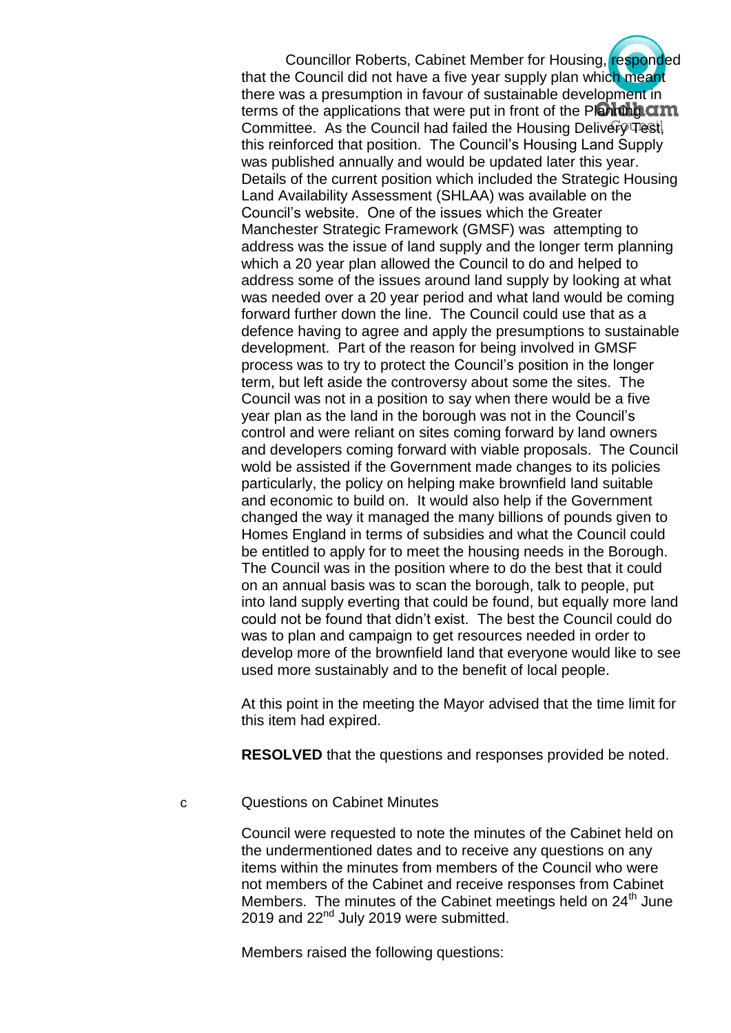Councillor Roberts, Cabinet Member for Housing, responded that the Council did not have a five year supply plan which meant there was a presumption in favour of sustainable development in terms of the applications that were put in front of the Planning Committee. As the Council had failed the Housing Delivery Test, this reinforced that position. The Council's Housing Land Supply was published annually and would be updated later this year. Details of the current position which included the Strategic Housing Land Availability Assessment (SHLAA) was available on the Council's website. One of the issues which the Greater Manchester Strategic Framework (GMSF) was attempting to address was the issue of land supply and the longer term planning which a 20 year plan allowed the Council to do and helped to address some of the issues around land supply by looking at what was needed over a 20 year period and what land would be coming forward further down the line. The Council could use that as a defence having to agree and apply the presumptions to sustainable development. Part of the reason for being involved in GMSF process was to try to protect the Council's position in the longer term, but left aside the controversy about some the sites. The Council was not in a position to say when there would be a five year plan as the land in the borough was not in the Council's control and were reliant on sites coming forward by land owners and developers coming forward with viable proposals. The Council wold be assisted if the Government made changes to its policies particularly, the policy on helping make brownfield land suitable and economic to build on. It would also help if the Government changed the way it managed the many billions of pounds given to Homes England in terms of subsidies and what the Council could be entitled to apply for to meet the housing needs in the Borough. The Council was in the position where to do the best that it could on an annual basis was to scan the borough, talk to people, put into land supply everting that could be found, but equally more land could not be found that didn't exist. The best the Council could do was to plan and campaign to get resources needed in order to develop more of the brownfield land that everyone would like to see used more sustainably and to the benefit of local people.

At this point in the meeting the Mayor advised that the time limit for this item had expired.

**RESOLVED** that the questions and responses provided be noted.

c Questions on Cabinet Minutes

Council were requested to note the minutes of the Cabinet held on the undermentioned dates and to receive any questions on any items within the minutes from members of the Council who were not members of the Cabinet and receive responses from Cabinet Members. The minutes of the Cabinet meetings held on 24th June 2019 and 22nd July 2019 were submitted.

Members raised the following questions: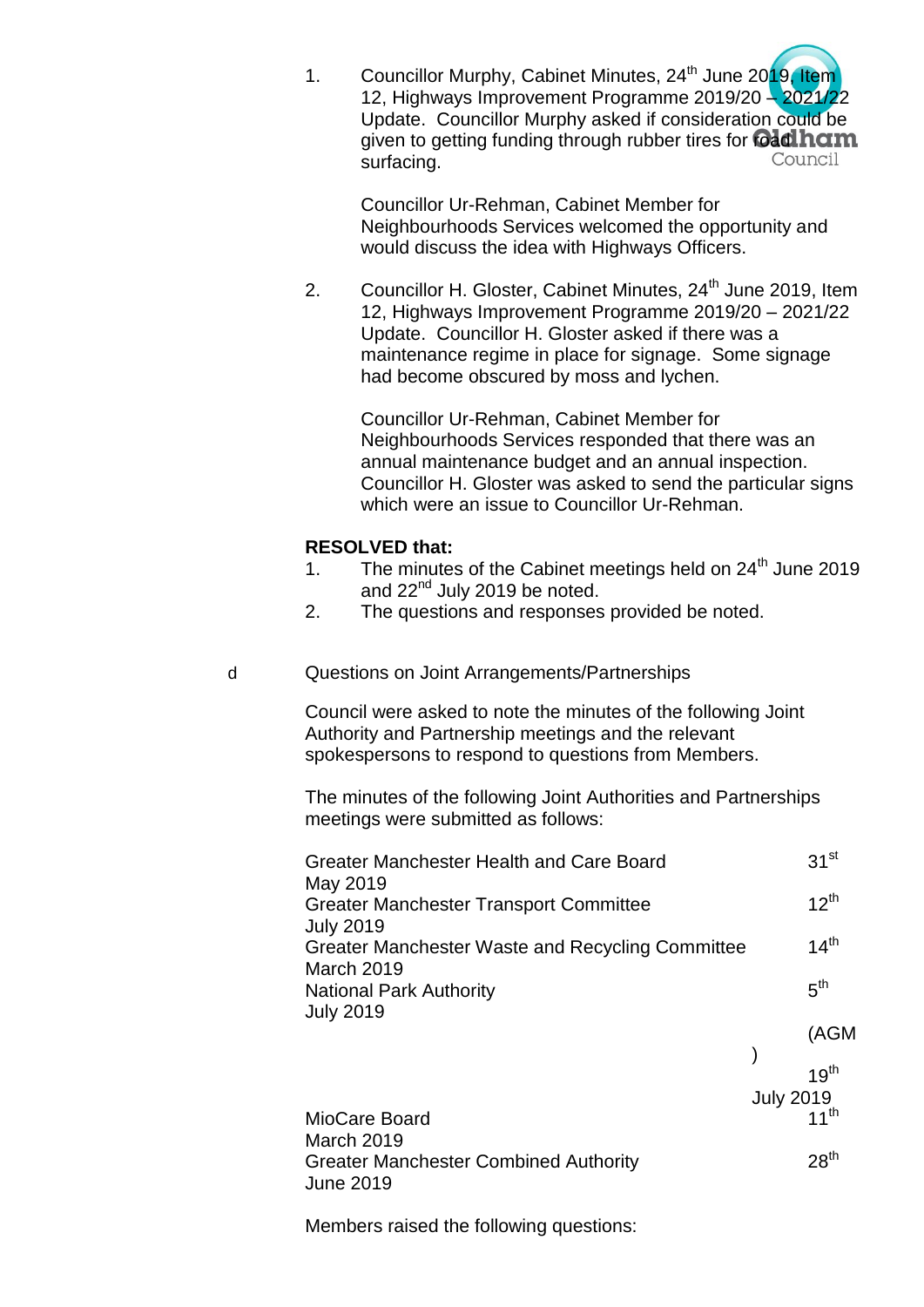1. Councillor Murphy, Cabinet Minutes, 24th June 2019, Item 12, Highways Improvement Programme 2019/20 – 2021/22 Update. Councillor Murphy asked if consideration could be given to getting funding through rubber tires for road surfacing.

   Councillor Ur-Rehman, Cabinet Member for Neighbourhoods Services welcomed the opportunity and would discuss the idea with Highways Officers.

2. Councillor H. Gloster, Cabinet Minutes, 24th June 2019, Item 12, Highways Improvement Programme 2019/20 – 2021/22 Update. Councillor H. Gloster asked if there was a maintenance regime in place for signage. Some signage had become obscured by moss and lychen.

   Councillor Ur-Rehman, Cabinet Member for Neighbourhoods Services responded that there was an annual maintenance budget and an annual inspection. Councillor H. Gloster was asked to send the particular signs which were an issue to Councillor Ur-Rehman.

**RESOLVED that:**

1. The minutes of the Cabinet meetings held on 24th June 2019 and 22nd July 2019 be noted.
2. The questions and responses provided be noted.

d Questions on Joint Arrangements/Partnerships

Council were asked to note the minutes of the following Joint Authority and Partnership meetings and the relevant spokespersons to respond to questions from Members.

The minutes of the following Joint Authorities and Partnerships meetings were submitted as follows:

| Meeting | Date |
|---|---|
| Greater Manchester Health and Care Board | 31st May 2019 |
| Greater Manchester Transport Committee | 12th July 2019 |
| Greater Manchester Waste and Recycling Committee | 14th March 2019 |
| National Park Authority | 5th July 2019 (AGM) 19th July 2019 |
| MioCare Board | 11th March 2019 |
| Greater Manchester Combined Authority | 28th June 2019 |

Members raised the following questions: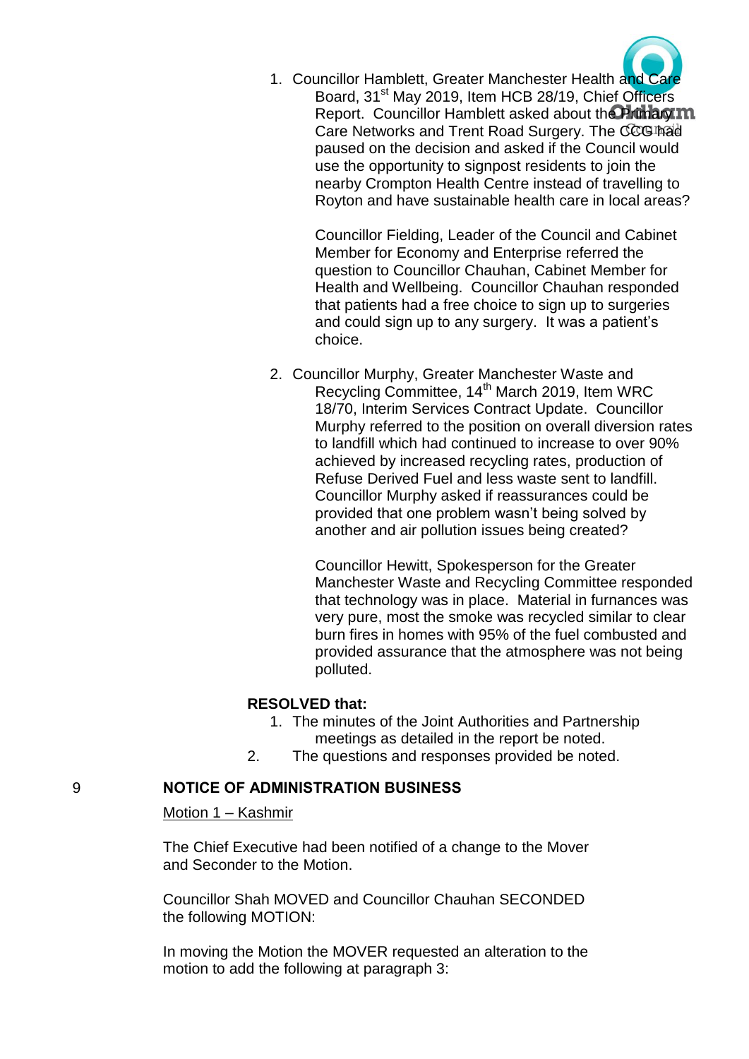1. Councillor Hamblett, Greater Manchester Health and Care Board, 31st May 2019, Item HCB 28/19, Chief Officers Report. Councillor Hamblett asked about the Primary Care Networks and Trent Road Surgery. The CCG had paused on the decision and asked if the Council would use the opportunity to signpost residents to join the nearby Crompton Health Centre instead of travelling to Royton and have sustainable health care in local areas?

   Councillor Fielding, Leader of the Council and Cabinet Member for Economy and Enterprise referred the question to Councillor Chauhan, Cabinet Member for Health and Wellbeing. Councillor Chauhan responded that patients had a free choice to sign up to surgeries and could sign up to any surgery. It was a patient's choice.

2. Councillor Murphy, Greater Manchester Waste and Recycling Committee, 14th March 2019, Item WRC 18/70, Interim Services Contract Update. Councillor Murphy referred to the position on overall diversion rates to landfill which had continued to increase to over 90% achieved by increased recycling rates, production of Refuse Derived Fuel and less waste sent to landfill. Councillor Murphy asked if reassurances could be provided that one problem wasn't being solved by another and air pollution issues being created?

   Councillor Hewitt, Spokesperson for the Greater Manchester Waste and Recycling Committee responded that technology was in place. Material in furnaces was very pure, most the smoke was recycled similar to clear burn fires in homes with 95% of the fuel combusted and provided assurance that the atmosphere was not being polluted.

**RESOLVED that:**

1. The minutes of the Joint Authorities and Partnership meetings as detailed in the report be noted.
2. The questions and responses provided be noted.

## 9 NOTICE OF ADMINISTRATION BUSINESS

Motion 1 – Kashmir

The Chief Executive had been notified of a change to the Mover and Seconder to the Motion.

Councillor Shah MOVED and Councillor Chauhan SECONDED the following MOTION:

In moving the Motion the MOVER requested an alteration to the motion to add the following at paragraph 3: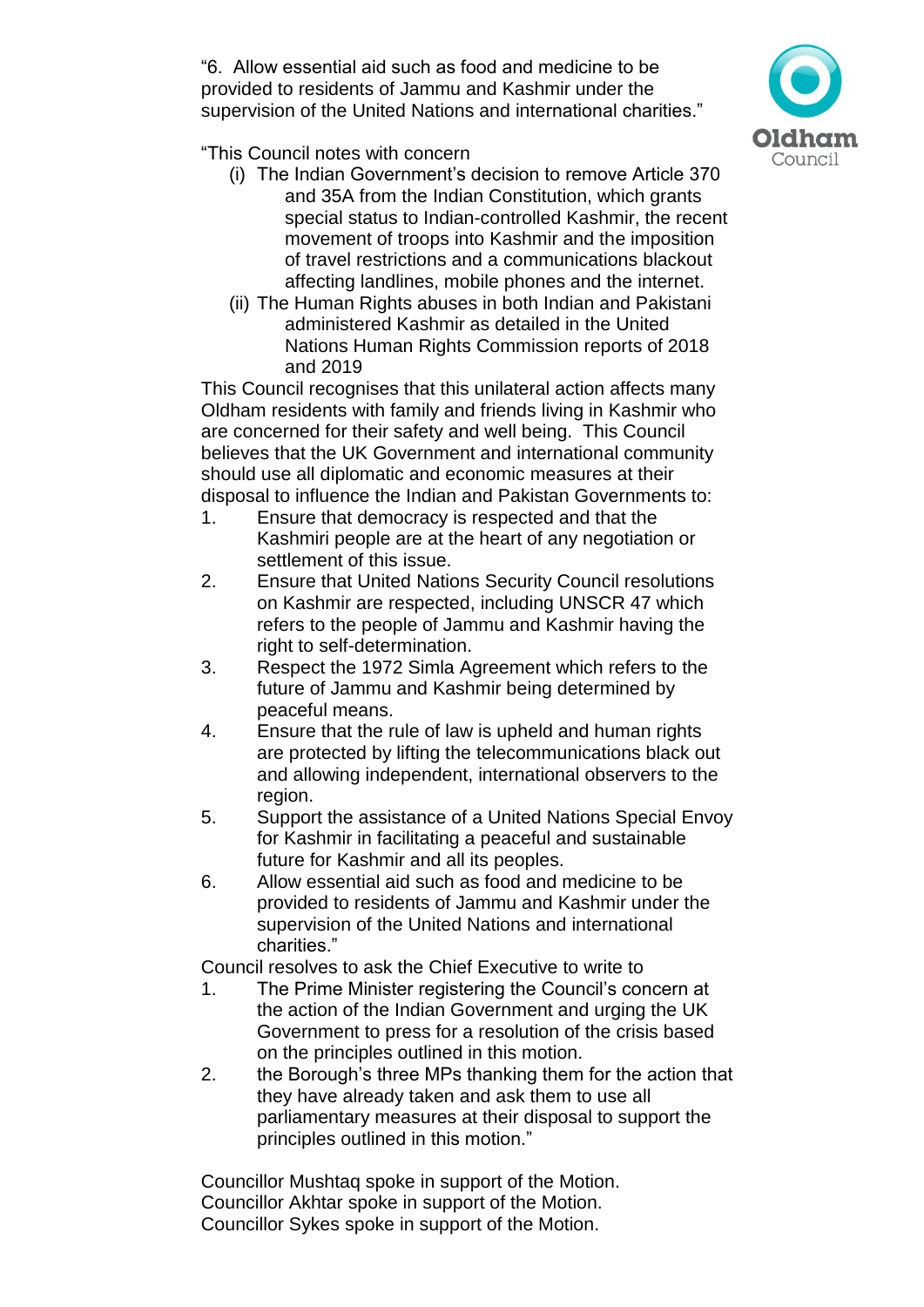"6. Allow essential aid such as food and medicine to be provided to residents of Jammu and Kashmir under the supervision of the United Nations and international charities."

"This Council notes with concern

(i) The Indian Government's decision to remove Article 370 and 35A from the Indian Constitution, which grants special status to Indian-controlled Kashmir, the recent movement of troops into Kashmir and the imposition of travel restrictions and a communications blackout affecting landlines, mobile phones and the internet.

(ii) The Human Rights abuses in both Indian and Pakistani administered Kashmir as detailed in the United Nations Human Rights Commission reports of 2018 and 2019

This Council recognises that this unilateral action affects many Oldham residents with family and friends living in Kashmir who are concerned for their safety and well being. This Council believes that the UK Government and international community should use all diplomatic and economic measures at their disposal to influence the Indian and Pakistan Governments to:

1. Ensure that democracy is respected and that the Kashmiri people are at the heart of any negotiation or settlement of this issue.
2. Ensure that United Nations Security Council resolutions on Kashmir are respected, including UNSCR 47 which refers to the people of Jammu and Kashmir having the right to self-determination.
3. Respect the 1972 Simla Agreement which refers to the future of Jammu and Kashmir being determined by peaceful means.
4. Ensure that the rule of law is upheld and human rights are protected by lifting the telecommunications black out and allowing independent, international observers to the region.
5. Support the assistance of a United Nations Special Envoy for Kashmir in facilitating a peaceful and sustainable future for Kashmir and all its peoples.
6. Allow essential aid such as food and medicine to be provided to residents of Jammu and Kashmir under the supervision of the United Nations and international charities."

Council resolves to ask the Chief Executive to write to

1. The Prime Minister registering the Council's concern at the action of the Indian Government and urging the UK Government to press for a resolution of the crisis based on the principles outlined in this motion.
2. the Borough's three MPs thanking them for the action that they have already taken and ask them to use all parliamentary measures at their disposal to support the principles outlined in this motion."

Councillor Mushtaq spoke in support of the Motion.
Councillor Akhtar spoke in support of the Motion.
Councillor Sykes spoke in support of the Motion.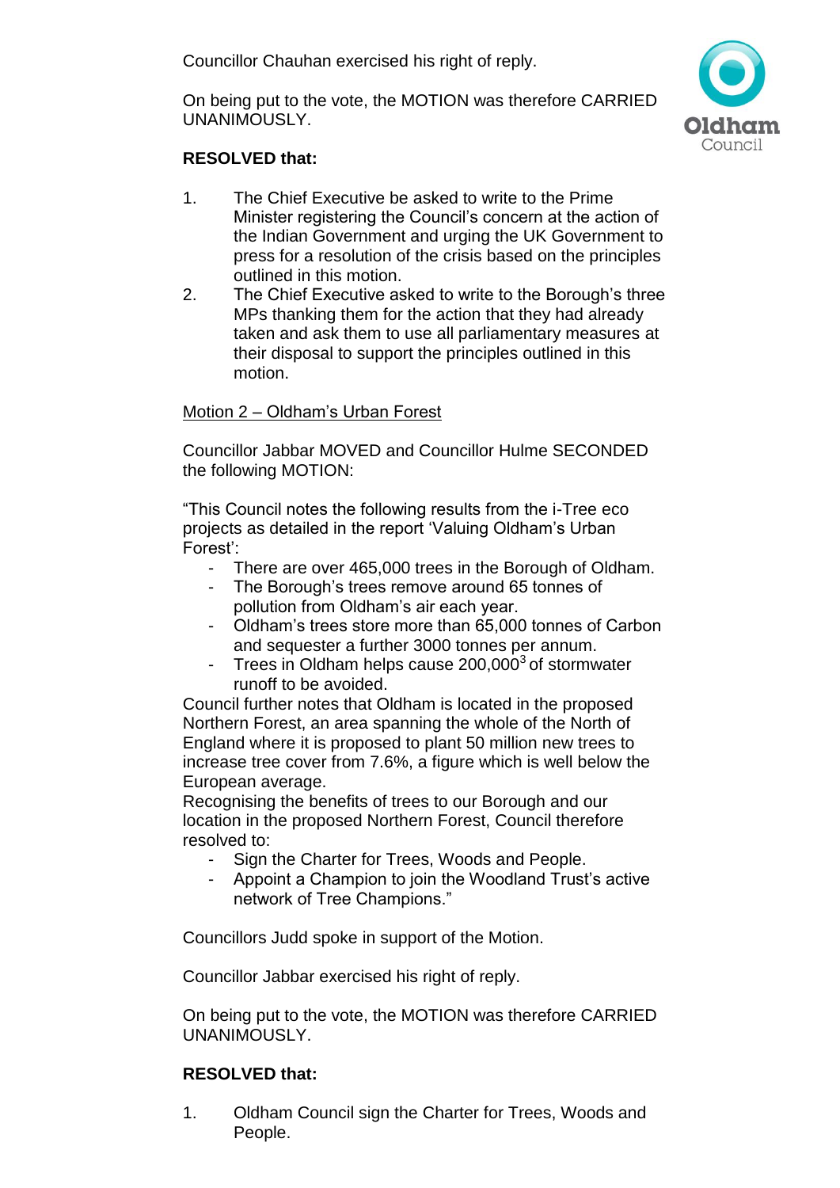Councillor Chauhan exercised his right of reply.

On being put to the vote, the MOTION was therefore CARRIED UNANIMOUSLY.

**RESOLVED that:**

1. The Chief Executive be asked to write to the Prime Minister registering the Council's concern at the action of the Indian Government and urging the UK Government to press for a resolution of the crisis based on the principles outlined in this motion.
2. The Chief Executive asked to write to the Borough's three MPs thanking them for the action that they had already taken and ask them to use all parliamentary measures at their disposal to support the principles outlined in this motion.

<u>Motion 2 – Oldham's Urban Forest</u>

Councillor Jabbar MOVED and Councillor Hulme SECONDED the following MOTION:

"This Council notes the following results from the i-Tree eco projects as detailed in the report 'Valuing Oldham's Urban Forest':

- There are over 465,000 trees in the Borough of Oldham.
- The Borough's trees remove around 65 tonnes of pollution from Oldham's air each year.
- Oldham's trees store more than 65,000 tonnes of Carbon and sequester a further 3000 tonnes per annum.
- Trees in Oldham helps cause 200,000$^3$ of stormwater runoff to be avoided.

Council further notes that Oldham is located in the proposed Northern Forest, an area spanning the whole of the North of England where it is proposed to plant 50 million new trees to increase tree cover from 7.6%, a figure which is well below the European average.

Recognising the benefits of trees to our Borough and our location in the proposed Northern Forest, Council therefore resolved to:

- Sign the Charter for Trees, Woods and People.
- Appoint a Champion to join the Woodland Trust's active network of Tree Champions."

Councillors Judd spoke in support of the Motion.

Councillor Jabbar exercised his right of reply.

On being put to the vote, the MOTION was therefore CARRIED UNANIMOUSLY.

**RESOLVED that:**

1. Oldham Council sign the Charter for Trees, Woods and People.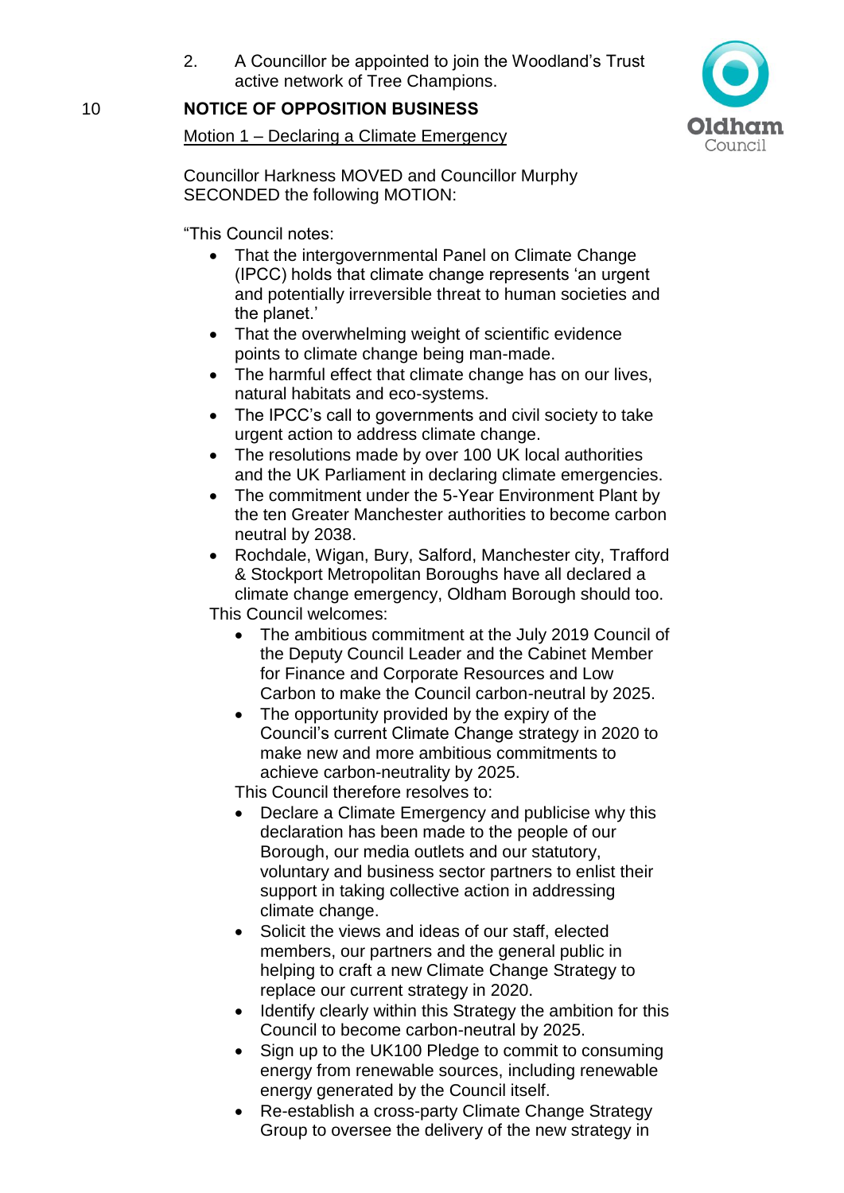2. A Councillor be appointed to join the Woodland's Trust active network of Tree Champions.

## 10 NOTICE OF OPPOSITION BUSINESS

Motion 1 – Declaring a Climate Emergency

Councillor Harkness MOVED and Councillor Murphy SECONDED the following MOTION:

"This Council notes:

- That the intergovernmental Panel on Climate Change (IPCC) holds that climate change represents 'an urgent and potentially irreversible threat to human societies and the planet.'
- That the overwhelming weight of scientific evidence points to climate change being man-made.
- The harmful effect that climate change has on our lives, natural habitats and eco-systems.
- The IPCC's call to governments and civil society to take urgent action to address climate change.
- The resolutions made by over 100 UK local authorities and the UK Parliament in declaring climate emergencies.
- The commitment under the 5-Year Environment Plant by the ten Greater Manchester authorities to become carbon neutral by 2038.
- Rochdale, Wigan, Bury, Salford, Manchester city, Trafford & Stockport Metropolitan Boroughs have all declared a climate change emergency, Oldham Borough should too.

This Council welcomes:

- The ambitious commitment at the July 2019 Council of the Deputy Council Leader and the Cabinet Member for Finance and Corporate Resources and Low Carbon to make the Council carbon-neutral by 2025.
- The opportunity provided by the expiry of the Council's current Climate Change strategy in 2020 to make new and more ambitious commitments to achieve carbon-neutrality by 2025.

This Council therefore resolves to:

- Declare a Climate Emergency and publicise why this declaration has been made to the people of our Borough, our media outlets and our statutory, voluntary and business sector partners to enlist their support in taking collective action in addressing climate change.
- Solicit the views and ideas of our staff, elected members, our partners and the general public in helping to craft a new Climate Change Strategy to replace our current strategy in 2020.
- Identify clearly within this Strategy the ambition for this Council to become carbon-neutral by 2025.
- Sign up to the UK100 Pledge to commit to consuming energy from renewable sources, including renewable energy generated by the Council itself.
- Re-establish a cross-party Climate Change Strategy Group to oversee the delivery of the new strategy in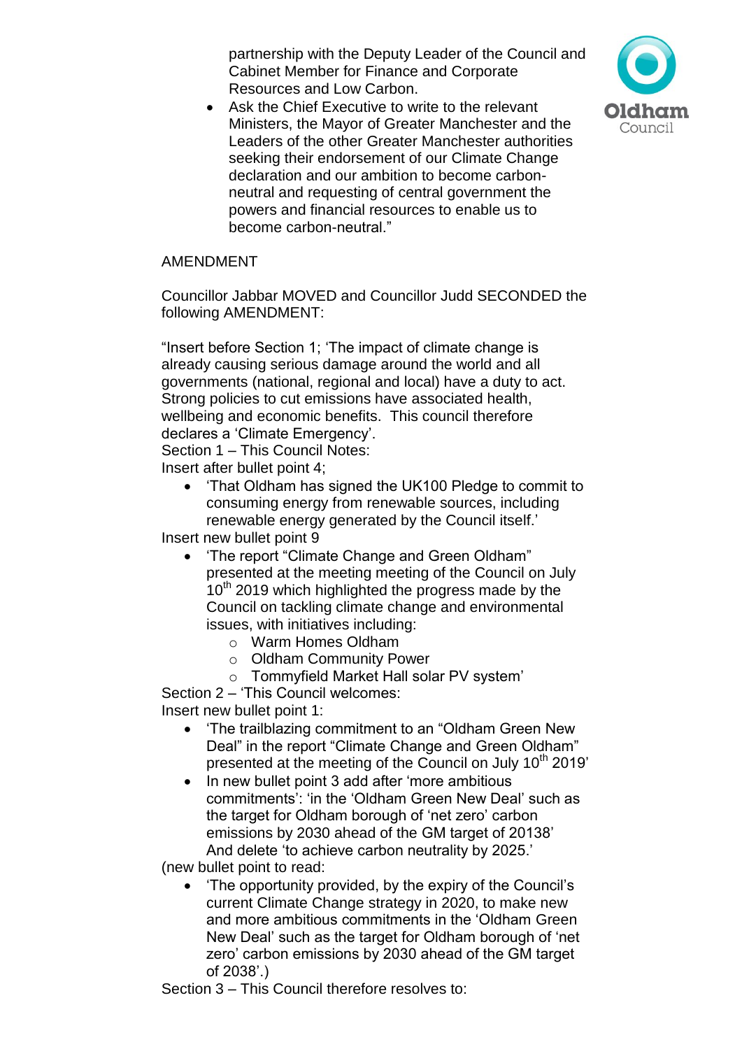partnership with the Deputy Leader of the Council and Cabinet Member for Finance and Corporate Resources and Low Carbon.

- Ask the Chief Executive to write to the relevant Ministers, the Mayor of Greater Manchester and the Leaders of the other Greater Manchester authorities seeking their endorsement of our Climate Change declaration and our ambition to become carbon-neutral and requesting of central government the powers and financial resources to enable us to become carbon-neutral."

AMENDMENT

Councillor Jabbar MOVED and Councillor Judd SECONDED the following AMENDMENT:

"Insert before Section 1; 'The impact of climate change is already causing serious damage around the world and all governments (national, regional and local) have a duty to act. Strong policies to cut emissions have associated health, wellbeing and economic benefits. This council therefore declares a 'Climate Emergency'.
Section 1 – This Council Notes:
Insert after bullet point 4;

- 'That Oldham has signed the UK100 Pledge to commit to consuming energy from renewable sources, including renewable energy generated by the Council itself.'

Insert new bullet point 9

- 'The report "Climate Change and Green Oldham" presented at the meeting meeting of the Council on July 10th 2019 which highlighted the progress made by the Council on tackling climate change and environmental issues, with initiatives including:
    - Warm Homes Oldham
    - Oldham Community Power
    - Tommyfield Market Hall solar PV system'

Section 2 – 'This Council welcomes:
Insert new bullet point 1:

- 'The trailblazing commitment to an "Oldham Green New Deal" in the report "Climate Change and Green Oldham" presented at the meeting of the Council on July 10th 2019'
- In new bullet point 3 add after 'more ambitious commitments': 'in the 'Oldham Green New Deal' such as the target for Oldham borough of 'net zero' carbon emissions by 2030 ahead of the GM target of 20138' And delete 'to achieve carbon neutrality by 2025.'

(new bullet point to read:

- 'The opportunity provided, by the expiry of the Council's current Climate Change strategy in 2020, to make new and more ambitious commitments in the 'Oldham Green New Deal' such as the target for Oldham borough of 'net zero' carbon emissions by 2030 ahead of the GM target of 2038'.)

Section 3 – This Council therefore resolves to: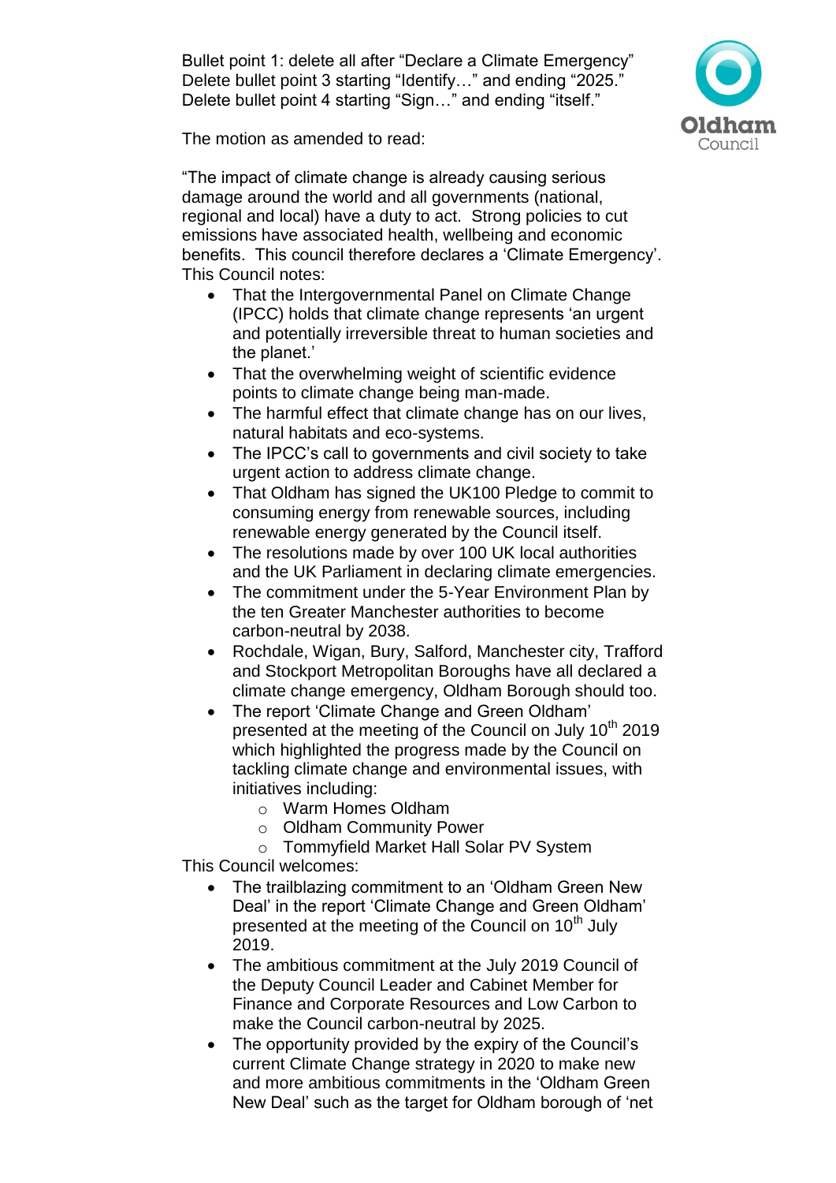Bullet point 1: delete all after "Declare a Climate Emergency"
Delete bullet point 3 starting "Identify…" and ending "2025."
Delete bullet point 4 starting "Sign…" and ending "itself."

The motion as amended to read:

"The impact of climate change is already causing serious damage around the world and all governments (national, regional and local) have a duty to act. Strong policies to cut emissions have associated health, wellbeing and economic benefits. This council therefore declares a 'Climate Emergency'.
This Council notes:

- That the Intergovernmental Panel on Climate Change (IPCC) holds that climate change represents 'an urgent and potentially irreversible threat to human societies and the planet.'
- That the overwhelming weight of scientific evidence points to climate change being man-made.
- The harmful effect that climate change has on our lives, natural habitats and eco-systems.
- The IPCC's call to governments and civil society to take urgent action to address climate change.
- That Oldham has signed the UK100 Pledge to commit to consuming energy from renewable sources, including renewable energy generated by the Council itself.
- The resolutions made by over 100 UK local authorities and the UK Parliament in declaring climate emergencies.
- The commitment under the 5-Year Environment Plan by the ten Greater Manchester authorities to become carbon-neutral by 2038.
- Rochdale, Wigan, Bury, Salford, Manchester city, Trafford and Stockport Metropolitan Boroughs have all declared a climate change emergency, Oldham Borough should too.
- The report 'Climate Change and Green Oldham' presented at the meeting of the Council on July 10th 2019 which highlighted the progress made by the Council on tackling climate change and environmental issues, with initiatives including:
  - Warm Homes Oldham
  - Oldham Community Power
  - Tommyfield Market Hall Solar PV System

This Council welcomes:

- The trailblazing commitment to an 'Oldham Green New Deal' in the report 'Climate Change and Green Oldham' presented at the meeting of the Council on 10th July 2019.
- The ambitious commitment at the July 2019 Council of the Deputy Council Leader and Cabinet Member for Finance and Corporate Resources and Low Carbon to make the Council carbon-neutral by 2025.
- The opportunity provided by the expiry of the Council's current Climate Change strategy in 2020 to make new and more ambitious commitments in the 'Oldham Green New Deal' such as the target for Oldham borough of 'net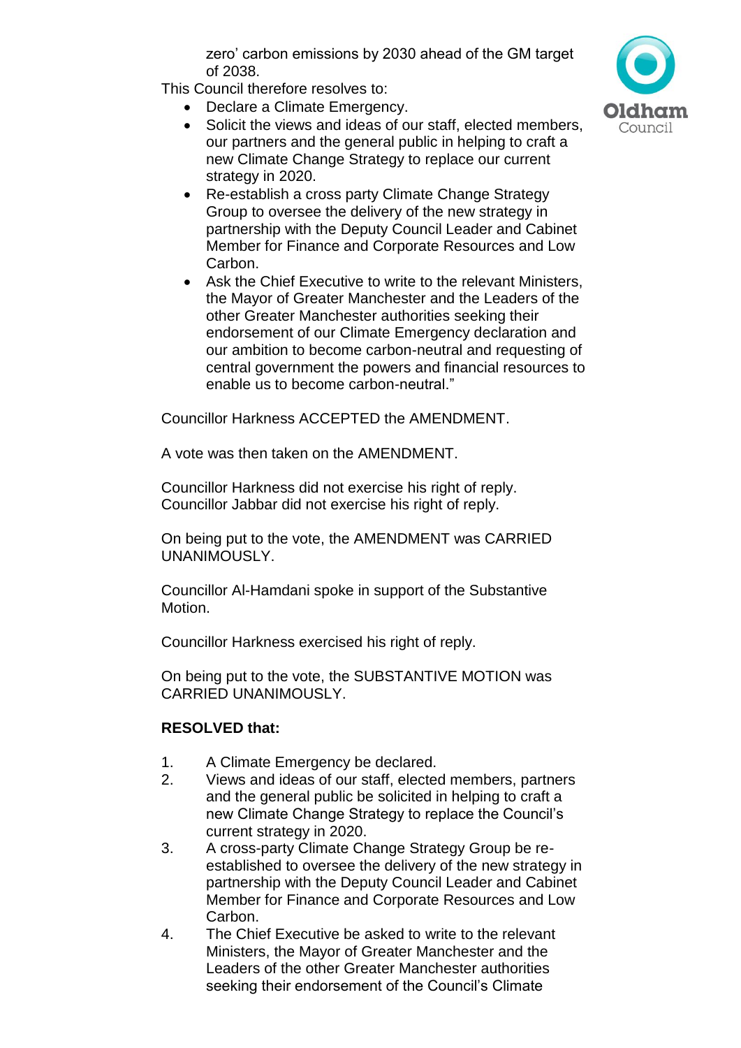zero' carbon emissions by 2030 ahead of the GM target of 2038.

This Council therefore resolves to:

- Declare a Climate Emergency.
- Solicit the views and ideas of our staff, elected members, our partners and the general public in helping to craft a new Climate Change Strategy to replace our current strategy in 2020.
- Re-establish a cross party Climate Change Strategy Group to oversee the delivery of the new strategy in partnership with the Deputy Council Leader and Cabinet Member for Finance and Corporate Resources and Low Carbon.
- Ask the Chief Executive to write to the relevant Ministers, the Mayor of Greater Manchester and the Leaders of the other Greater Manchester authorities seeking their endorsement of our Climate Emergency declaration and our ambition to become carbon-neutral and requesting of central government the powers and financial resources to enable us to become carbon-neutral."

Councillor Harkness ACCEPTED the AMENDMENT.

A vote was then taken on the AMENDMENT.

Councillor Harkness did not exercise his right of reply.
Councillor Jabbar did not exercise his right of reply.

On being put to the vote, the AMENDMENT was CARRIED UNANIMOUSLY.

Councillor Al-Hamdani spoke in support of the Substantive Motion.

Councillor Harkness exercised his right of reply.

On being put to the vote, the SUBSTANTIVE MOTION was CARRIED UNANIMOUSLY.

**RESOLVED that:**

1. A Climate Emergency be declared.
2. Views and ideas of our staff, elected members, partners and the general public be solicited in helping to craft a new Climate Change Strategy to replace the Council's current strategy in 2020.
3. A cross-party Climate Change Strategy Group be re-established to oversee the delivery of the new strategy in partnership with the Deputy Council Leader and Cabinet Member for Finance and Corporate Resources and Low Carbon.
4. The Chief Executive be asked to write to the relevant Ministers, the Mayor of Greater Manchester and the Leaders of the other Greater Manchester authorities seeking their endorsement of the Council's Climate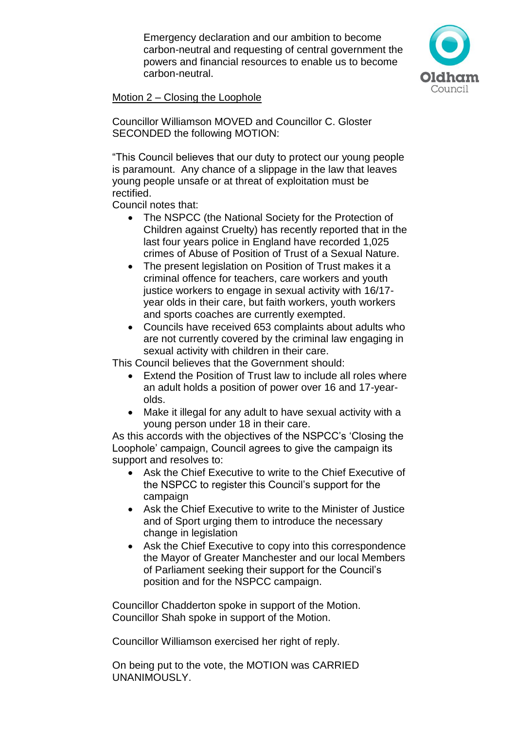Emergency declaration and our ambition to become carbon-neutral and requesting of central government the powers and financial resources to enable us to become carbon-neutral.

Motion 2 – Closing the Loophole

Councillor Williamson MOVED and Councillor C. Gloster SECONDED the following MOTION:

"This Council believes that our duty to protect our young people is paramount. Any chance of a slippage in the law that leaves young people unsafe or at threat of exploitation must be rectified.
Council notes that:

- The NSPCC (the National Society for the Protection of Children against Cruelty) has recently reported that in the last four years police in England have recorded 1,025 crimes of Abuse of Position of Trust of a Sexual Nature.
- The present legislation on Position of Trust makes it a criminal offence for teachers, care workers and youth justice workers to engage in sexual activity with 16/17-year olds in their care, but faith workers, youth workers and sports coaches are currently exempted.
- Councils have received 653 complaints about adults who are not currently covered by the criminal law engaging in sexual activity with children in their care.

This Council believes that the Government should:

- Extend the Position of Trust law to include all roles where an adult holds a position of power over 16 and 17-year-olds.
- Make it illegal for any adult to have sexual activity with a young person under 18 in their care.

As this accords with the objectives of the NSPCC's 'Closing the Loophole' campaign, Council agrees to give the campaign its support and resolves to:

- Ask the Chief Executive to write to the Chief Executive of the NSPCC to register this Council's support for the campaign
- Ask the Chief Executive to write to the Minister of Justice and of Sport urging them to introduce the necessary change in legislation
- Ask the Chief Executive to copy into this correspondence the Mayor of Greater Manchester and our local Members of Parliament seeking their support for the Council's position and for the NSPCC campaign.

Councillor Chadderton spoke in support of the Motion.
Councillor Shah spoke in support of the Motion.

Councillor Williamson exercised her right of reply.

On being put to the vote, the MOTION was CARRIED UNANIMOUSLY.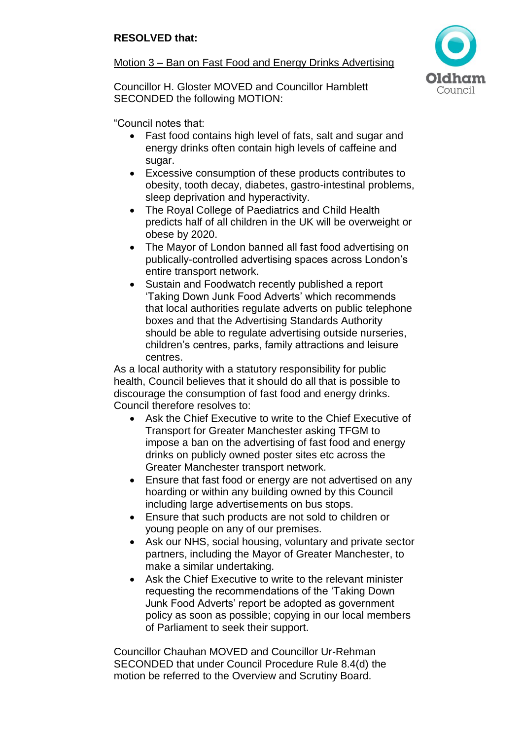**RESOLVED that:**

Motion 3 – Ban on Fast Food and Energy Drinks Advertising

Councillor H. Gloster MOVED and Councillor Hamblett SECONDED the following MOTION:

"Council notes that:

- Fast food contains high level of fats, salt and sugar and energy drinks often contain high levels of caffeine and sugar.
- Excessive consumption of these products contributes to obesity, tooth decay, diabetes, gastro-intestinal problems, sleep deprivation and hyperactivity.
- The Royal College of Paediatrics and Child Health predicts half of all children in the UK will be overweight or obese by 2020.
- The Mayor of London banned all fast food advertising on publically-controlled advertising spaces across London's entire transport network.
- Sustain and Foodwatch recently published a report 'Taking Down Junk Food Adverts' which recommends that local authorities regulate adverts on public telephone boxes and that the Advertising Standards Authority should be able to regulate advertising outside nurseries, children's centres, parks, family attractions and leisure centres.

As a local authority with a statutory responsibility for public health, Council believes that it should do all that is possible to discourage the consumption of fast food and energy drinks. Council therefore resolves to:

- Ask the Chief Executive to write to the Chief Executive of Transport for Greater Manchester asking TFGM to impose a ban on the advertising of fast food and energy drinks on publicly owned poster sites etc across the Greater Manchester transport network.
- Ensure that fast food or energy are not advertised on any hoarding or within any building owned by this Council including large advertisements on bus stops.
- Ensure that such products are not sold to children or young people on any of our premises.
- Ask our NHS, social housing, voluntary and private sector partners, including the Mayor of Greater Manchester, to make a similar undertaking.
- Ask the Chief Executive to write to the relevant minister requesting the recommendations of the 'Taking Down Junk Food Adverts' report be adopted as government policy as soon as possible; copying in our local members of Parliament to seek their support.

Councillor Chauhan MOVED and Councillor Ur-Rehman SECONDED that under Council Procedure Rule 8.4(d) the motion be referred to the Overview and Scrutiny Board.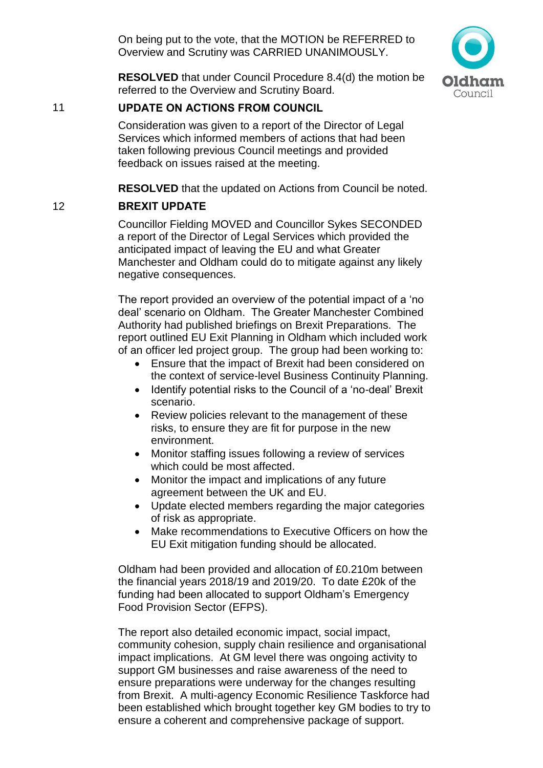On being put to the vote, that the MOTION be REFERRED to Overview and Scrutiny was CARRIED UNANIMOUSLY.

**RESOLVED** that under Council Procedure 8.4(d) the motion be referred to the Overview and Scrutiny Board.

## 11 UPDATE ON ACTIONS FROM COUNCIL

Consideration was given to a report of the Director of Legal Services which informed members of actions that had been taken following previous Council meetings and provided feedback on issues raised at the meeting.

**RESOLVED** that the updated on Actions from Council be noted.

## 12 BREXIT UPDATE

Councillor Fielding MOVED and Councillor Sykes SECONDED a report of the Director of Legal Services which provided the anticipated impact of leaving the EU and what Greater Manchester and Oldham could do to mitigate against any likely negative consequences.

The report provided an overview of the potential impact of a 'no deal' scenario on Oldham. The Greater Manchester Combined Authority had published briefings on Brexit Preparations. The report outlined EU Exit Planning in Oldham which included work of an officer led project group. The group had been working to:

- Ensure that the impact of Brexit had been considered on the context of service-level Business Continuity Planning.
- Identify potential risks to the Council of a 'no-deal' Brexit scenario.
- Review policies relevant to the management of these risks, to ensure they are fit for purpose in the new environment.
- Monitor staffing issues following a review of services which could be most affected.
- Monitor the impact and implications of any future agreement between the UK and EU.
- Update elected members regarding the major categories of risk as appropriate.
- Make recommendations to Executive Officers on how the EU Exit mitigation funding should be allocated.

Oldham had been provided and allocation of £0.210m between the financial years 2018/19 and 2019/20. To date £20k of the funding had been allocated to support Oldham's Emergency Food Provision Sector (EFPS).

The report also detailed economic impact, social impact, community cohesion, supply chain resilience and organisational impact implications. At GM level there was ongoing activity to support GM businesses and raise awareness of the need to ensure preparations were underway for the changes resulting from Brexit. A multi-agency Economic Resilience Taskforce had been established which brought together key GM bodies to try to ensure a coherent and comprehensive package of support.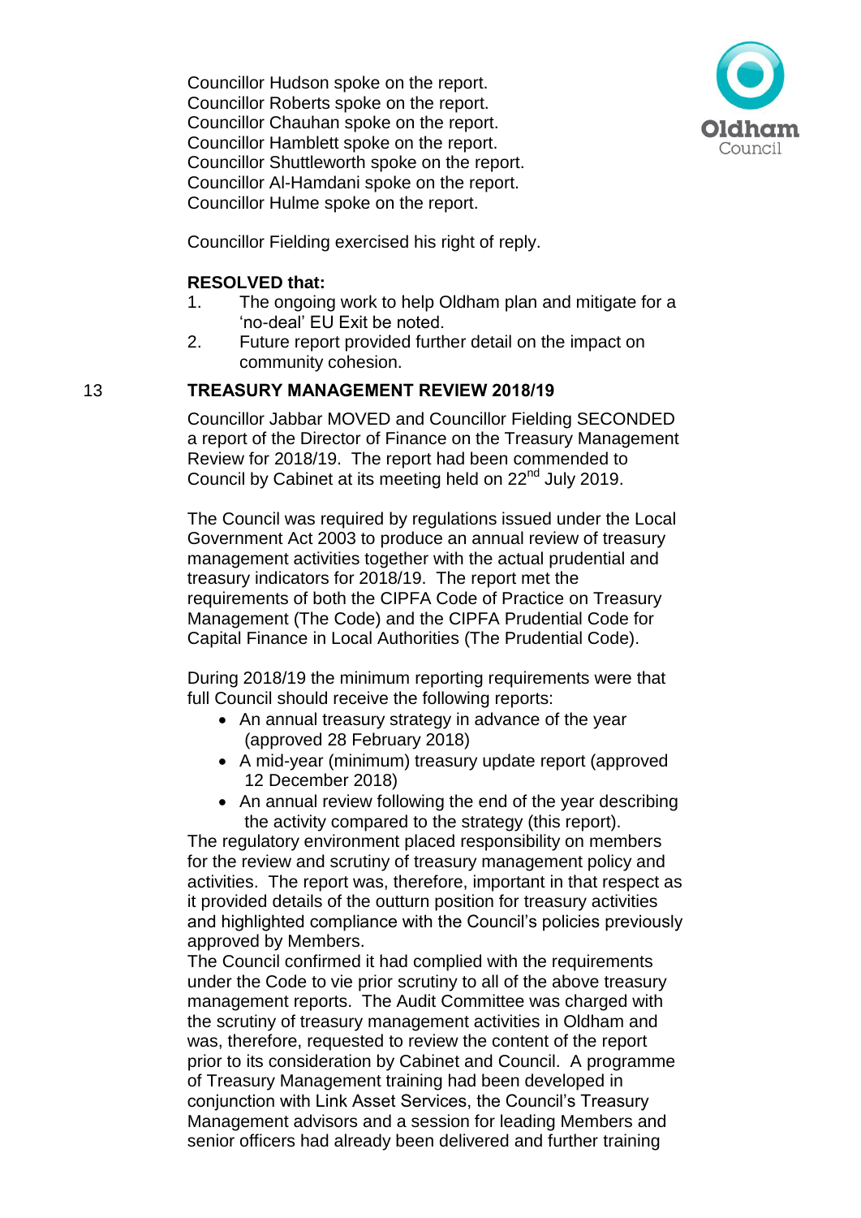Councillor Hudson spoke on the report.
Councillor Roberts spoke on the report.
Councillor Chauhan spoke on the report.
Councillor Hamblett spoke on the report.
Councillor Shuttleworth spoke on the report.
Councillor Al-Hamdani spoke on the report.
Councillor Hulme spoke on the report.

Councillor Fielding exercised his right of reply.

**RESOLVED that:**

1. The ongoing work to help Oldham plan and mitigate for a 'no-deal' EU Exit be noted.
2. Future report provided further detail on the impact on community cohesion.

## 13 TREASURY MANAGEMENT REVIEW 2018/19

Councillor Jabbar MOVED and Councillor Fielding SECONDED a report of the Director of Finance on the Treasury Management Review for 2018/19. The report had been commended to Council by Cabinet at its meeting held on 22nd July 2019.

The Council was required by regulations issued under the Local Government Act 2003 to produce an annual review of treasury management activities together with the actual prudential and treasury indicators for 2018/19. The report met the requirements of both the CIPFA Code of Practice on Treasury Management (The Code) and the CIPFA Prudential Code for Capital Finance in Local Authorities (The Prudential Code).

During 2018/19 the minimum reporting requirements were that full Council should receive the following reports:

- An annual treasury strategy in advance of the year (approved 28 February 2018)
- A mid-year (minimum) treasury update report (approved 12 December 2018)
- An annual review following the end of the year describing the activity compared to the strategy (this report).

The regulatory environment placed responsibility on members for the review and scrutiny of treasury management policy and activities. The report was, therefore, important in that respect as it provided details of the outturn position for treasury activities and highlighted compliance with the Council's policies previously approved by Members.
The Council confirmed it had complied with the requirements under the Code to vie prior scrutiny to all of the above treasury management reports. The Audit Committee was charged with the scrutiny of treasury management activities in Oldham and was, therefore, requested to review the content of the report prior to its consideration by Cabinet and Council. A programme of Treasury Management training had been developed in conjunction with Link Asset Services, the Council's Treasury Management advisors and a session for leading Members and senior officers had already been delivered and further training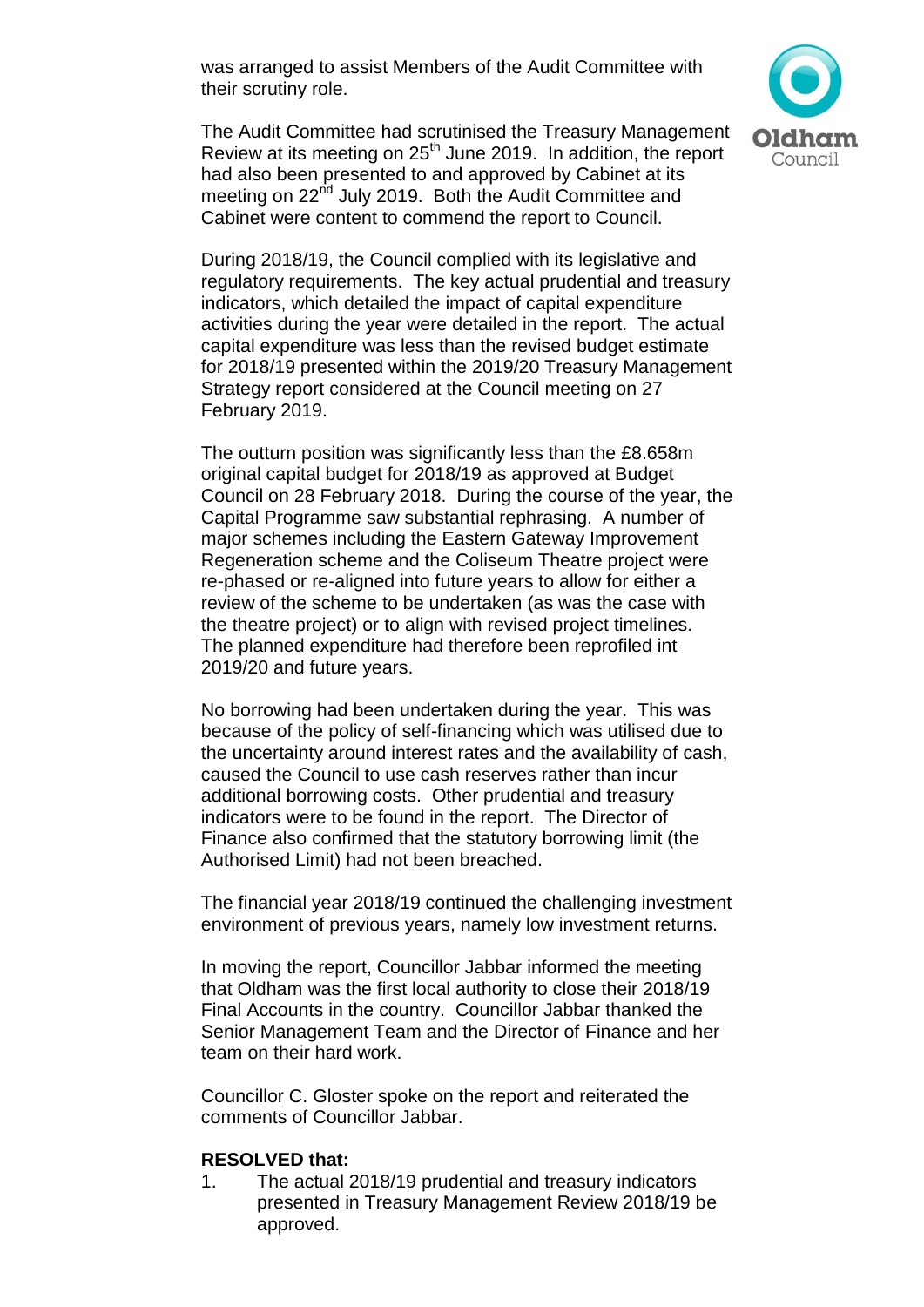was arranged to assist Members of the Audit Committee with their scrutiny role.

The Audit Committee had scrutinised the Treasury Management Review at its meeting on 25th June 2019. In addition, the report had also been presented to and approved by Cabinet at its meeting on 22nd July 2019. Both the Audit Committee and Cabinet were content to commend the report to Council.

During 2018/19, the Council complied with its legislative and regulatory requirements. The key actual prudential and treasury indicators, which detailed the impact of capital expenditure activities during the year were detailed in the report. The actual capital expenditure was less than the revised budget estimate for 2018/19 presented within the 2019/20 Treasury Management Strategy report considered at the Council meeting on 27 February 2019.

The outturn position was significantly less than the £8.658m original capital budget for 2018/19 as approved at Budget Council on 28 February 2018. During the course of the year, the Capital Programme saw substantial rephrasing. A number of major schemes including the Eastern Gateway Improvement Regeneration scheme and the Coliseum Theatre project were re-phased or re-aligned into future years to allow for either a review of the scheme to be undertaken (as was the case with the theatre project) or to align with revised project timelines. The planned expenditure had therefore been reprofiled int 2019/20 and future years.

No borrowing had been undertaken during the year. This was because of the policy of self-financing which was utilised due to the uncertainty around interest rates and the availability of cash, caused the Council to use cash reserves rather than incur additional borrowing costs. Other prudential and treasury indicators were to be found in the report. The Director of Finance also confirmed that the statutory borrowing limit (the Authorised Limit) had not been breached.

The financial year 2018/19 continued the challenging investment environment of previous years, namely low investment returns.

In moving the report, Councillor Jabbar informed the meeting that Oldham was the first local authority to close their 2018/19 Final Accounts in the country. Councillor Jabbar thanked the Senior Management Team and the Director of Finance and her team on their hard work.

Councillor C. Gloster spoke on the report and reiterated the comments of Councillor Jabbar.

**RESOLVED that:**

1. The actual 2018/19 prudential and treasury indicators presented in Treasury Management Review 2018/19 be approved.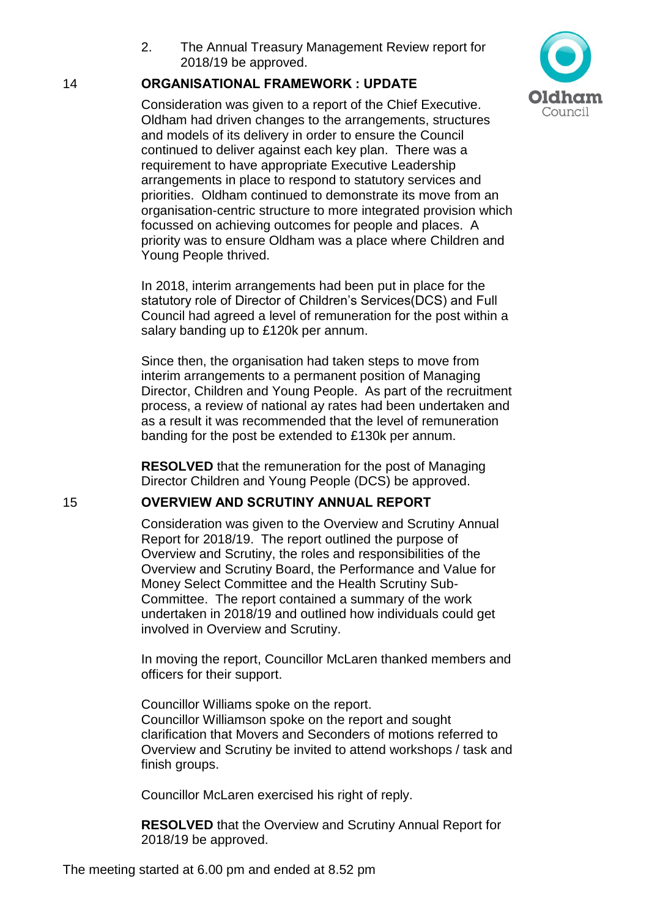2. The Annual Treasury Management Review report for 2018/19 be approved.

## 14 ORGANISATIONAL FRAMEWORK : UPDATE

Consideration was given to a report of the Chief Executive. Oldham had driven changes to the arrangements, structures and models of its delivery in order to ensure the Council continued to deliver against each key plan. There was a requirement to have appropriate Executive Leadership arrangements in place to respond to statutory services and priorities. Oldham continued to demonstrate its move from an organisation-centric structure to more integrated provision which focussed on achieving outcomes for people and places. A priority was to ensure Oldham was a place where Children and Young People thrived.

In 2018, interim arrangements had been put in place for the statutory role of Director of Children's Services(DCS) and Full Council had agreed a level of remuneration for the post within a salary banding up to £120k per annum.

Since then, the organisation had taken steps to move from interim arrangements to a permanent position of Managing Director, Children and Young People. As part of the recruitment process, a review of national ay rates had been undertaken and as a result it was recommended that the level of remuneration banding for the post be extended to £130k per annum.

**RESOLVED** that the remuneration for the post of Managing Director Children and Young People (DCS) be approved.

## 15 OVERVIEW AND SCRUTINY ANNUAL REPORT

Consideration was given to the Overview and Scrutiny Annual Report for 2018/19. The report outlined the purpose of Overview and Scrutiny, the roles and responsibilities of the Overview and Scrutiny Board, the Performance and Value for Money Select Committee and the Health Scrutiny Sub-Committee. The report contained a summary of the work undertaken in 2018/19 and outlined how individuals could get involved in Overview and Scrutiny.

In moving the report, Councillor McLaren thanked members and officers for their support.

Councillor Williams spoke on the report.
Councillor Williamson spoke on the report and sought clarification that Movers and Seconders of motions referred to Overview and Scrutiny be invited to attend workshops / task and finish groups.

Councillor McLaren exercised his right of reply.

**RESOLVED** that the Overview and Scrutiny Annual Report for 2018/19 be approved.

The meeting started at 6.00 pm and ended at 8.52 pm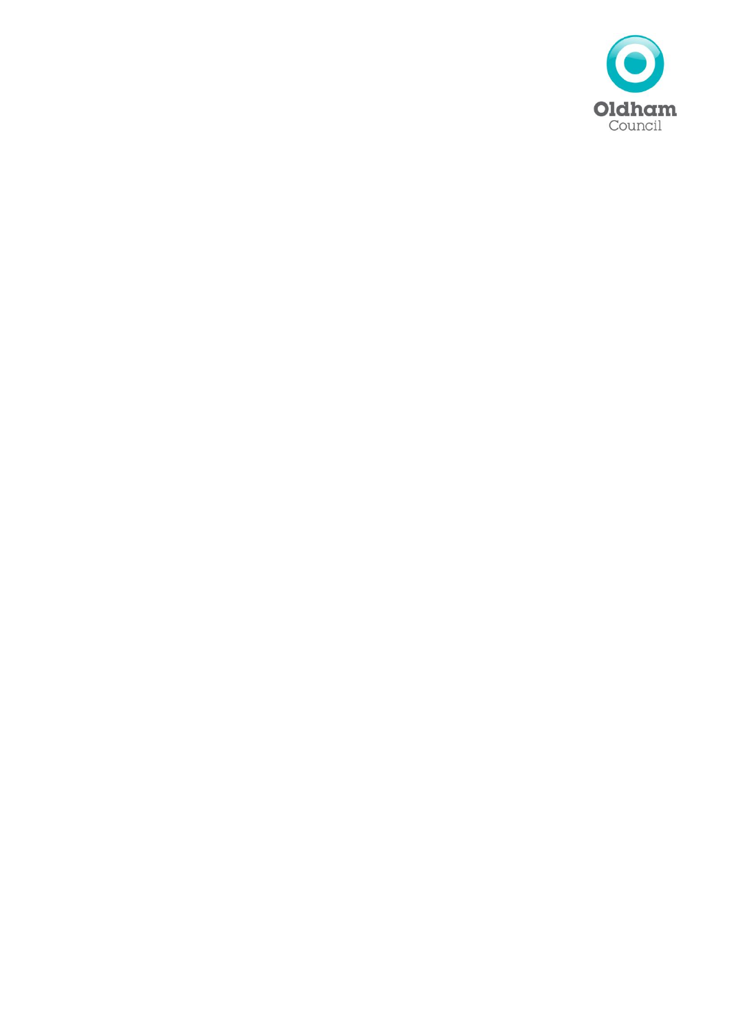Oldham
Council